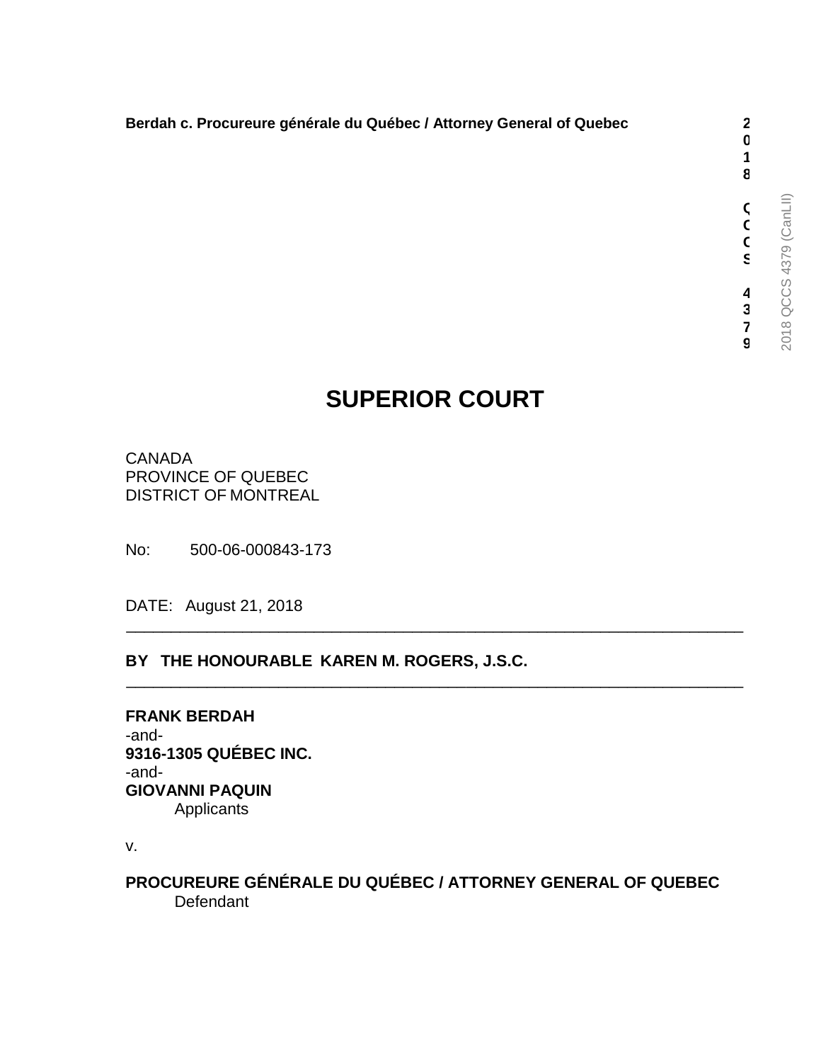**Berdah c. Procureure générale du Québec / Attorney General of Quebec**

# SUPERIOR COURT

CANADA
PROVINCE OF QUEBEC
DISTRICT OF MONTREAL

No: 500-06-000843-173

DATE: August 21, 2018

---

**BY THE HONOURABLE KAREN M. ROGERS, J.S.C.**

---

**FRANK BERDAH**
-and-
**9316-1305 QUÉBEC INC.**
-and-
**GIOVANNI PAQUIN**
Applicants

v.

**PROCUREURE GÉNÉRALE DU QUÉBEC / ATTORNEY GENERAL OF QUEBEC**
Defendant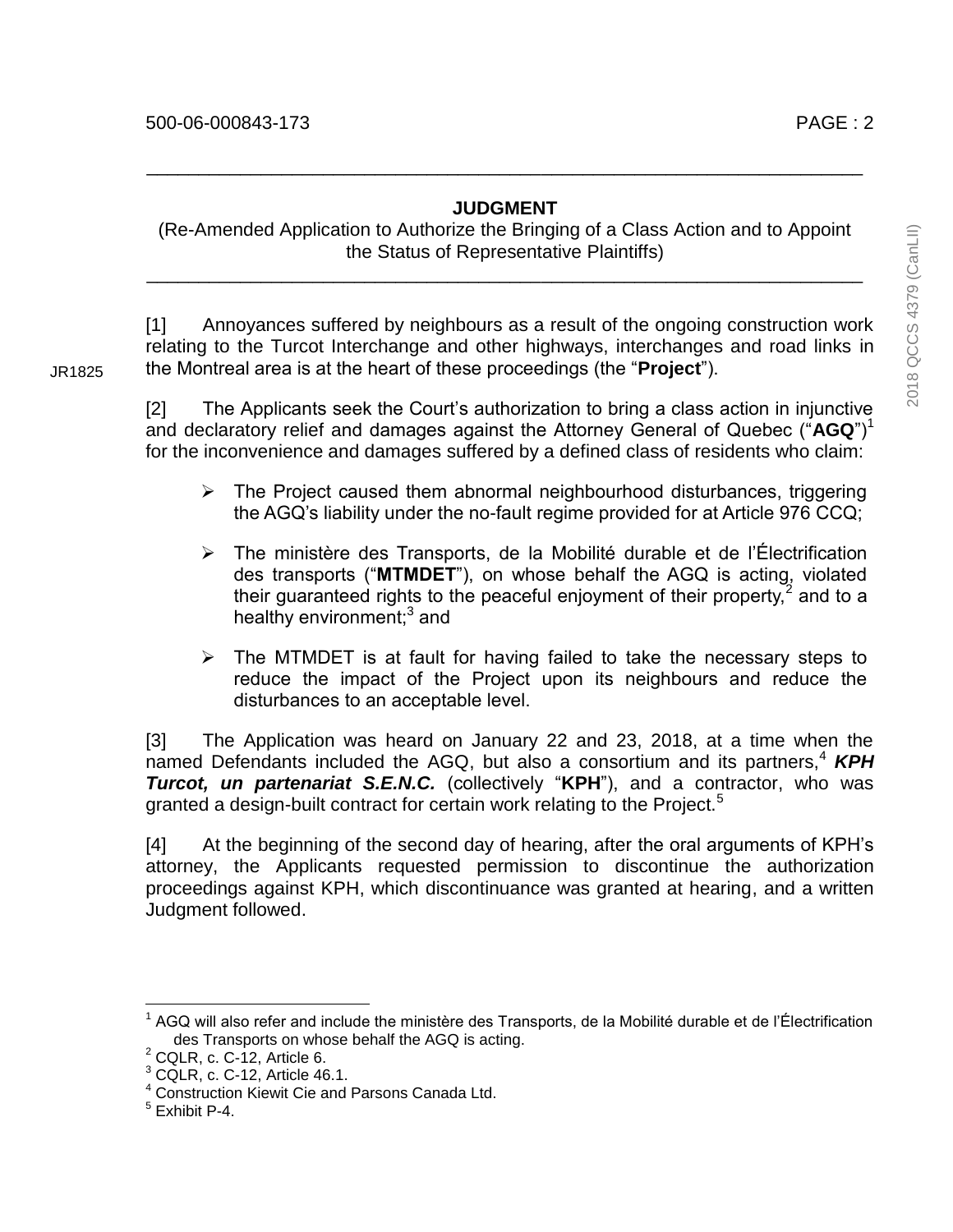## JUDGMENT

(Re-Amended Application to Authorize the Bringing of a Class Action and to Appoint the Status of Representative Plaintiffs)

---

[1] Annoyances suffered by neighbours as a result of the ongoing construction work relating to the Turcot Interchange and other highways, interchanges and road links in the Montreal area is at the heart of these proceedings (the "**Project**").

[2] The Applicants seek the Court's authorization to bring a class action in injunctive and declaratory relief and damages against the Attorney General of Quebec ("**AGQ**")[1] for the inconvenience and damages suffered by a defined class of residents who claim:

- The Project caused them abnormal neighbourhood disturbances, triggering the AGQ's liability under the no-fault regime provided for at Article 976 CCQ;
- The ministère des Transports, de la Mobilité durable et de l'Électrification des transports ("**MTMDET**"), on whose behalf the AGQ is acting, violated their guaranteed rights to the peaceful enjoyment of their property,[2] and to a healthy environment;[3] and
- The MTMDET is at fault for having failed to take the necessary steps to reduce the impact of the Project upon its neighbours and reduce the disturbances to an acceptable level.

[3] The Application was heard on January 22 and 23, 2018, at a time when the named Defendants included the AGQ, but also a consortium and its partners,[4] ***KPH Turcot, un partenariat S.E.N.C.*** (collectively "**KPH**"), and a contractor, who was granted a design-built contract for certain work relating to the Project.[5]

[4] At the beginning of the second day of hearing, after the oral arguments of KPH's attorney, the Applicants requested permission to discontinue the authorization proceedings against KPH, which discontinuance was granted at hearing, and a written Judgment followed.

---

[1] AGQ will also refer and include the ministère des Transports, de la Mobilité durable et de l'Électrification des Transports on whose behalf the AGQ is acting.

[2] CQLR, c. C-12, Article 6.

[3] CQLR, c. C-12, Article 46.1.

[4] Construction Kiewit Cie and Parsons Canada Ltd.

[5] Exhibit P-4.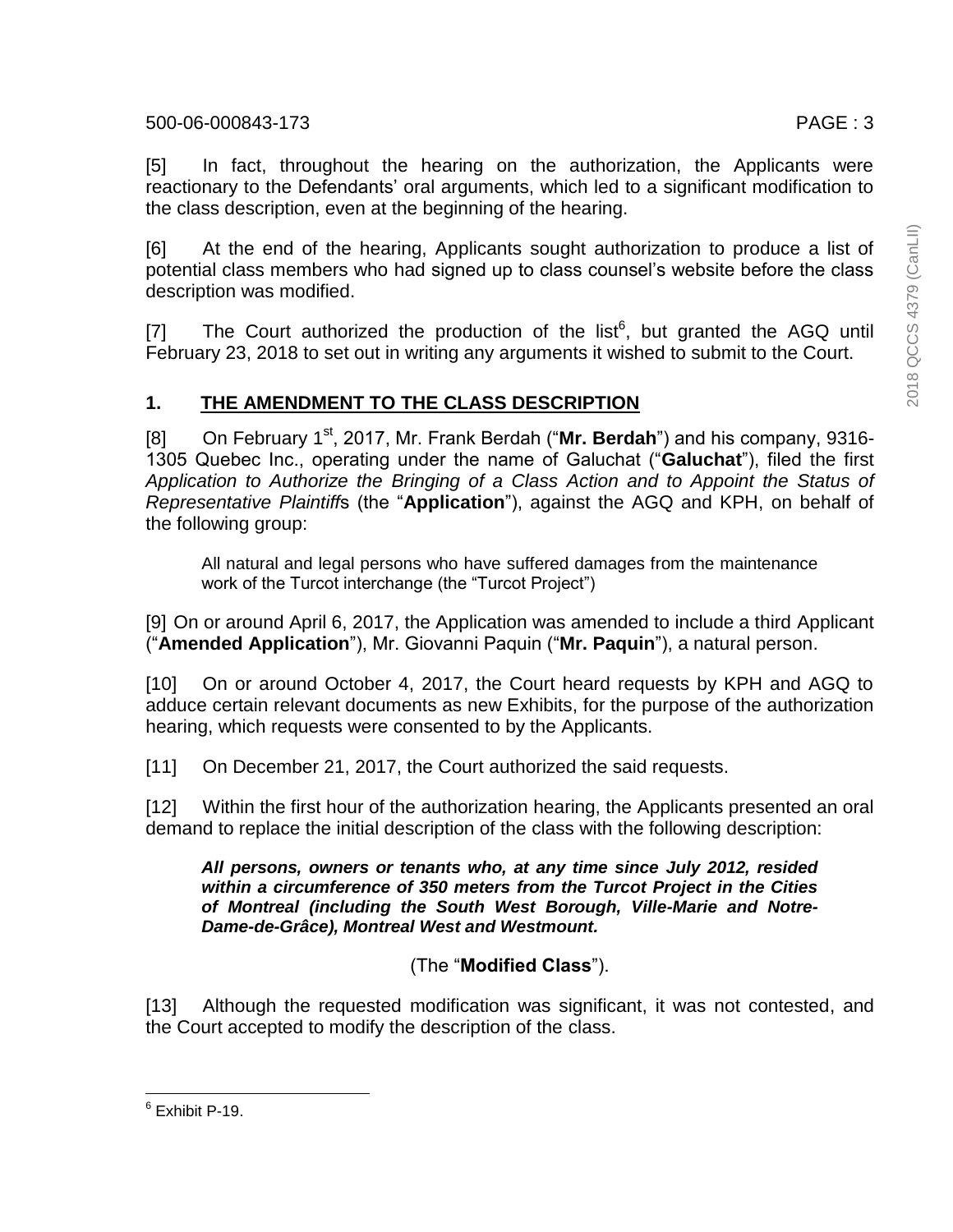[5] In fact, throughout the hearing on the authorization, the Applicants were reactionary to the Defendants' oral arguments, which led to a significant modification to the class description, even at the beginning of the hearing.

[6] At the end of the hearing, Applicants sought authorization to produce a list of potential class members who had signed up to class counsel's website before the class description was modified.

[7] The Court authorized the production of the list[6], but granted the AGQ until February 23, 2018 to set out in writing any arguments it wished to submit to the Court.

## 1. THE AMENDMENT TO THE CLASS DESCRIPTION

[8] On February 1st, 2017, Mr. Frank Berdah ("**Mr. Berdah**") and his company, 9316-1305 Quebec Inc., operating under the name of Galuchat ("**Galuchat**"), filed the first *Application to Authorize the Bringing of a Class Action and to Appoint the Status of Representative Plaintiff*s (the "**Application**"), against the AGQ and KPH, on behalf of the following group:

> All natural and legal persons who have suffered damages from the maintenance work of the Turcot interchange (the "Turcot Project")

[9] On or around April 6, 2017, the Application was amended to include a third Applicant ("**Amended Application**"), Mr. Giovanni Paquin ("**Mr. Paquin**"), a natural person.

[10] On or around October 4, 2017, the Court heard requests by KPH and AGQ to adduce certain relevant documents as new Exhibits, for the purpose of the authorization hearing, which requests were consented to by the Applicants.

[11] On December 21, 2017, the Court authorized the said requests.

[12] Within the first hour of the authorization hearing, the Applicants presented an oral demand to replace the initial description of the class with the following description:

> ***All persons, owners or tenants who, at any time since July 2012, resided within a circumference of 350 meters from the Turcot Project in the Cities of Montreal (including the South West Borough, Ville-Marie and Notre-Dame-de-Grâce), Montreal West and Westmount.***
>
> (The "**Modified Class**").

[13] Although the requested modification was significant, it was not contested, and the Court accepted to modify the description of the class.

---

[6] Exhibit P-19.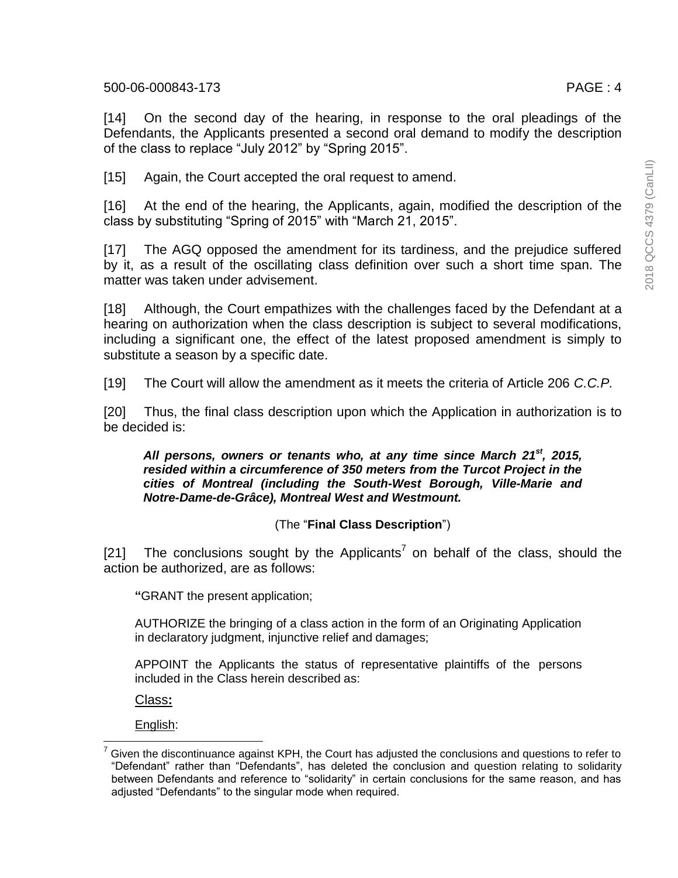[14] On the second day of the hearing, in response to the oral pleadings of the Defendants, the Applicants presented a second oral demand to modify the description of the class to replace “July 2012” by “Spring 2015”.

[15] Again, the Court accepted the oral request to amend.

[16] At the end of the hearing, the Applicants, again, modified the description of the class by substituting “Spring of 2015” with “March 21, 2015”.

[17] The AGQ opposed the amendment for its tardiness, and the prejudice suffered by it, as a result of the oscillating class definition over such a short time span. The matter was taken under advisement.

[18] Although, the Court empathizes with the challenges faced by the Defendant at a hearing on authorization when the class description is subject to several modifications, including a significant one, the effect of the latest proposed amendment is simply to substitute a season by a specific date.

[19] The Court will allow the amendment as it meets the criteria of Article 206 *C.C.P.*

[20] Thus, the final class description upon which the Application in authorization is to be decided is:

> ***All persons, owners or tenants who, at any time since March 21st, 2015, resided within a circumference of 350 meters from the Turcot Project in the cities of Montreal (including the South-West Borough, Ville-Marie and Notre-Dame-de-Grâce), Montreal West and Westmount.***

(The “**Final Class Description**”)

[21] The conclusions sought by the Applicants[7] on behalf of the class, should the action be authorized, are as follows:

> **“**GRANT the present application;
>
> AUTHORIZE the bringing of a class action in the form of an Originating Application in declaratory judgment, injunctive relief and damages;
>
> APPOINT the Applicants the status of representative plaintiffs of the persons included in the Class herein described as:
>
> Class**:**
>
> English:

[7] Given the discontinuance against KPH, the Court has adjusted the conclusions and questions to refer to “Defendant” rather than “Defendants”, has deleted the conclusion and question relating to solidarity between Defendants and reference to “solidarity” in certain conclusions for the same reason, and has adjusted “Defendants” to the singular mode when required.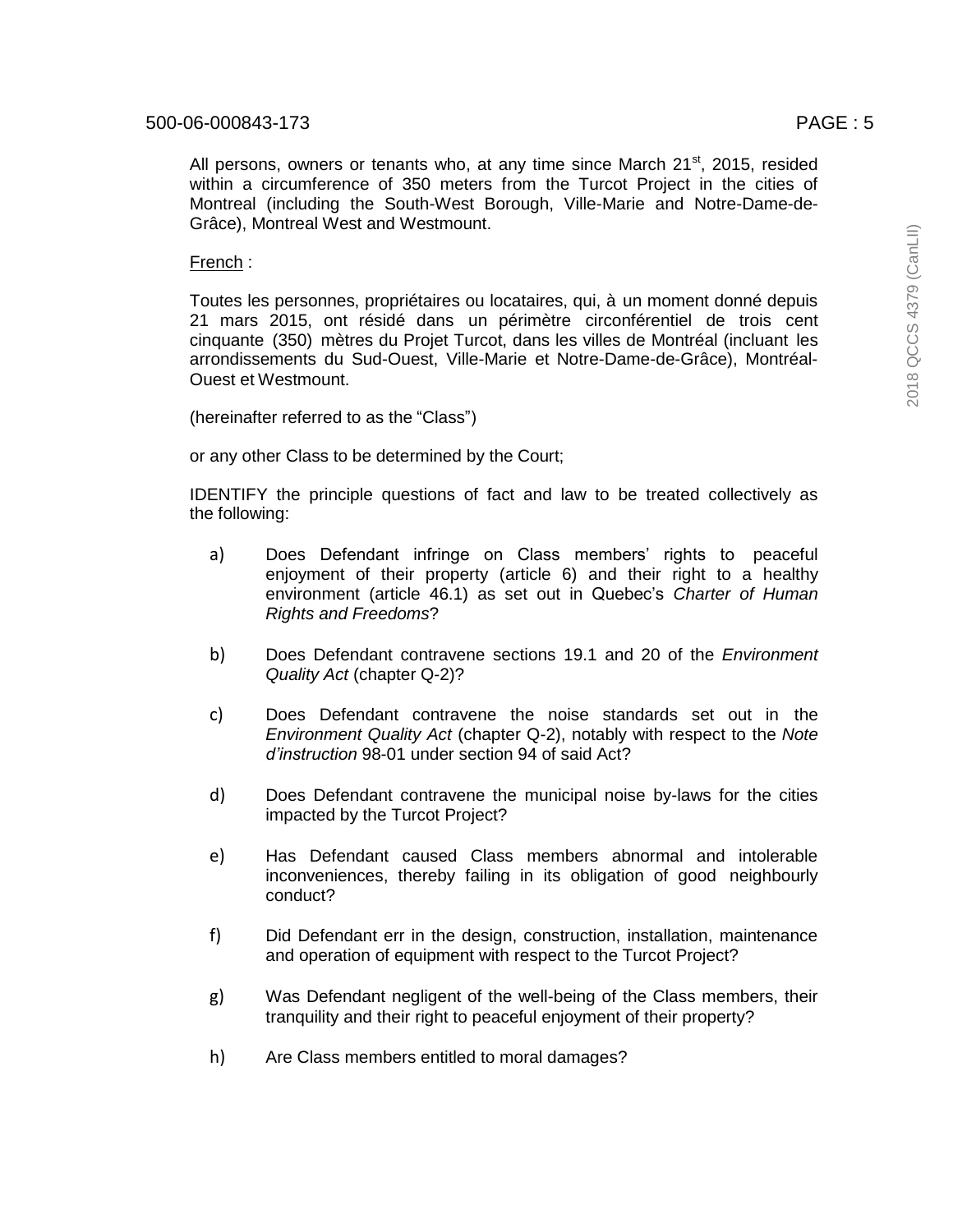All persons, owners or tenants who, at any time since March 21st, 2015, resided within a circumference of 350 meters from the Turcot Project in the cities of Montreal (including the South-West Borough, Ville-Marie and Notre-Dame-de-Grâce), Montreal West and Westmount.

French :

Toutes les personnes, propriétaires ou locataires, qui, à un moment donné depuis 21 mars 2015, ont résidé dans un périmètre circonférentiel de trois cent cinquante (350) mètres du Projet Turcot, dans les villes de Montréal (incluant les arrondissements du Sud-Ouest, Ville-Marie et Notre-Dame-de-Grâce), Montréal-Ouest et Westmount.

(hereinafter referred to as the "Class")

or any other Class to be determined by the Court;

IDENTIFY the principle questions of fact and law to be treated collectively as the following:

a) Does Defendant infringe on Class members' rights to peaceful enjoyment of their property (article 6) and their right to a healthy environment (article 46.1) as set out in Quebec's *Charter of Human Rights and Freedoms*?

b) Does Defendant contravene sections 19.1 and 20 of the *Environment Quality Act* (chapter Q-2)?

c) Does Defendant contravene the noise standards set out in the *Environment Quality Act* (chapter Q-2), notably with respect to the *Note d'instruction* 98-01 under section 94 of said Act?

d) Does Defendant contravene the municipal noise by-laws for the cities impacted by the Turcot Project?

e) Has Defendant caused Class members abnormal and intolerable inconveniences, thereby failing in its obligation of good neighbourly conduct?

f) Did Defendant err in the design, construction, installation, maintenance and operation of equipment with respect to the Turcot Project?

g) Was Defendant negligent of the well-being of the Class members, their tranquility and their right to peaceful enjoyment of their property?

h) Are Class members entitled to moral damages?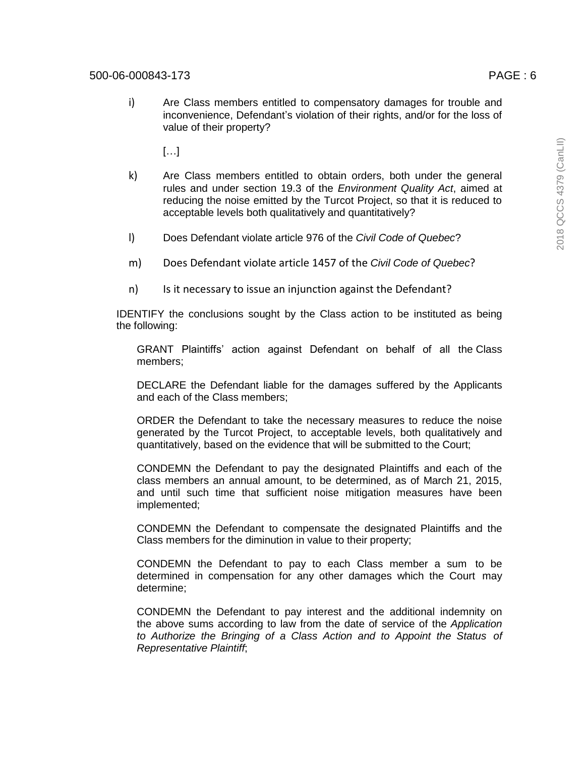i) Are Class members entitled to compensatory damages for trouble and inconvenience, Defendant's violation of their rights, and/or for the loss of value of their property?

[…]

k) Are Class members entitled to obtain orders, both under the general rules and under section 19.3 of the *Environment Quality Act*, aimed at reducing the noise emitted by the Turcot Project, so that it is reduced to acceptable levels both qualitatively and quantitatively?

l) Does Defendant violate article 976 of the *Civil Code of Quebec*?

m) Does Defendant violate article 1457 of the *Civil Code of Quebec*?

n) Is it necessary to issue an injunction against the Defendant?

IDENTIFY the conclusions sought by the Class action to be instituted as being the following:

GRANT Plaintiffs' action against Defendant on behalf of all the Class members;

DECLARE the Defendant liable for the damages suffered by the Applicants and each of the Class members;

ORDER the Defendant to take the necessary measures to reduce the noise generated by the Turcot Project, to acceptable levels, both qualitatively and quantitatively, based on the evidence that will be submitted to the Court;

CONDEMN the Defendant to pay the designated Plaintiffs and each of the class members an annual amount, to be determined, as of March 21, 2015, and until such time that sufficient noise mitigation measures have been implemented;

CONDEMN the Defendant to compensate the designated Plaintiffs and the Class members for the diminution in value to their property;

CONDEMN the Defendant to pay to each Class member a sum to be determined in compensation for any other damages which the Court may determine;

CONDEMN the Defendant to pay interest and the additional indemnity on the above sums according to law from the date of service of the *Application to Authorize the Bringing of a Class Action and to Appoint the Status of Representative Plaintiff*;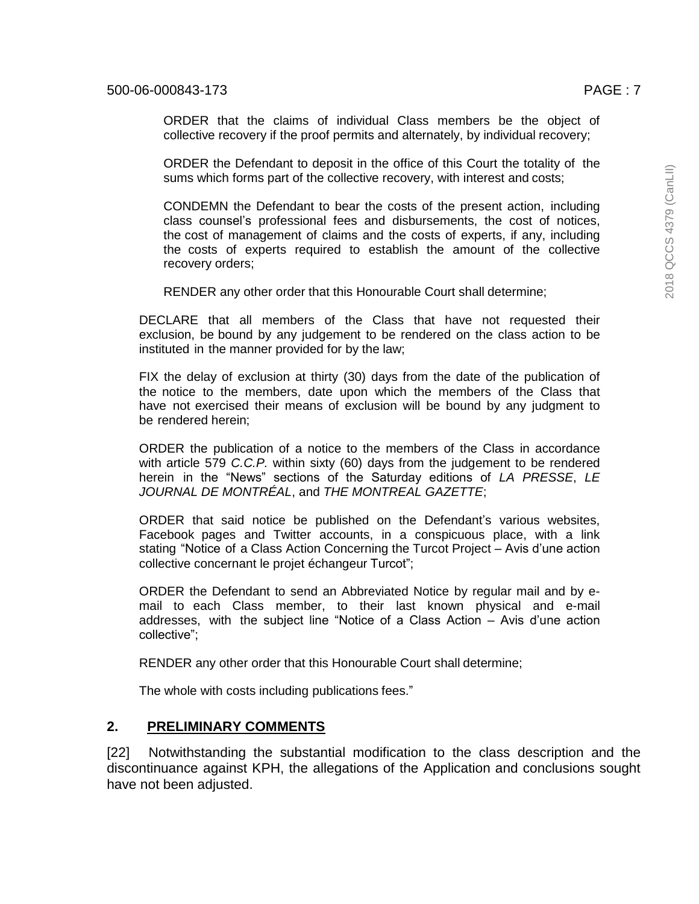ORDER that the claims of individual Class members be the object of collective recovery if the proof permits and alternately, by individual recovery;

ORDER the Defendant to deposit in the office of this Court the totality of the sums which forms part of the collective recovery, with interest and costs;

CONDEMN the Defendant to bear the costs of the present action, including class counsel's professional fees and disbursements, the cost of notices, the cost of management of claims and the costs of experts, if any, including the costs of experts required to establish the amount of the collective recovery orders;

RENDER any other order that this Honourable Court shall determine;

DECLARE that all members of the Class that have not requested their exclusion, be bound by any judgement to be rendered on the class action to be instituted in the manner provided for by the law;

FIX the delay of exclusion at thirty (30) days from the date of the publication of the notice to the members, date upon which the members of the Class that have not exercised their means of exclusion will be bound by any judgment to be rendered herein;

ORDER the publication of a notice to the members of the Class in accordance with article 579 *C.C.P.* within sixty (60) days from the judgement to be rendered herein in the "News" sections of the Saturday editions of *LA PRESSE*, *LE JOURNAL DE MONTRÉAL*, and *THE MONTREAL GAZETTE*;

ORDER that said notice be published on the Defendant's various websites, Facebook pages and Twitter accounts, in a conspicuous place, with a link stating "Notice of a Class Action Concerning the Turcot Project – Avis d'une action collective concernant le projet échangeur Turcot";

ORDER the Defendant to send an Abbreviated Notice by regular mail and by e-mail to each Class member, to their last known physical and e-mail addresses, with the subject line "Notice of a Class Action – Avis d'une action collective";

RENDER any other order that this Honourable Court shall determine;

The whole with costs including publications fees."

## 2. PRELIMINARY COMMENTS

[22] Notwithstanding the substantial modification to the class description and the discontinuance against KPH, the allegations of the Application and conclusions sought have not been adjusted.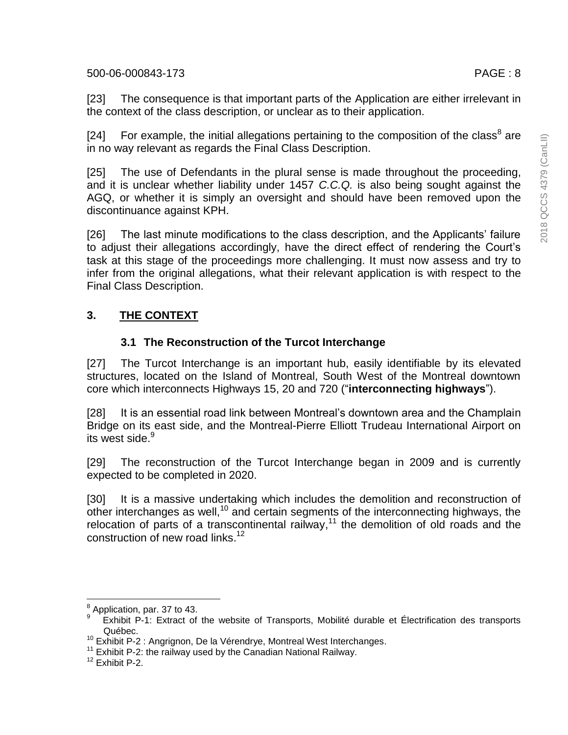[23] The consequence is that important parts of the Application are either irrelevant in the context of the class description, or unclear as to their application.

[24] For example, the initial allegations pertaining to the composition of the class[8] are in no way relevant as regards the Final Class Description.

[25] The use of Defendants in the plural sense is made throughout the proceeding, and it is unclear whether liability under 1457 *C.C.Q.* is also being sought against the AGQ, or whether it is simply an oversight and should have been removed upon the discontinuance against KPH.

[26] The last minute modifications to the class description, and the Applicants' failure to adjust their allegations accordingly, have the direct effect of rendering the Court's task at this stage of the proceedings more challenging. It must now assess and try to infer from the original allegations, what their relevant application is with respect to the Final Class Description.

## 3. THE CONTEXT

### 3.1 The Reconstruction of the Turcot Interchange

[27] The Turcot Interchange is an important hub, easily identifiable by its elevated structures, located on the Island of Montreal, South West of the Montreal downtown core which interconnects Highways 15, 20 and 720 ("**interconnecting highways**").

[28] It is an essential road link between Montreal's downtown area and the Champlain Bridge on its east side, and the Montreal-Pierre Elliott Trudeau International Airport on its west side.[9]

[29] The reconstruction of the Turcot Interchange began in 2009 and is currently expected to be completed in 2020.

[30] It is a massive undertaking which includes the demolition and reconstruction of other interchanges as well,[10] and certain segments of the interconnecting highways, the relocation of parts of a transcontinental railway,[11] the demolition of old roads and the construction of new road links.[12]

---

[8] Application, par. 37 to 43.

[9] Exhibit P-1: Extract of the website of Transports, Mobilité durable et Électrification des transports Québec.

[10] Exhibit P-2 : Angrignon, De la Vérendrye, Montreal West Interchanges.

[11] Exhibit P-2: the railway used by the Canadian National Railway.

[12] Exhibit P-2.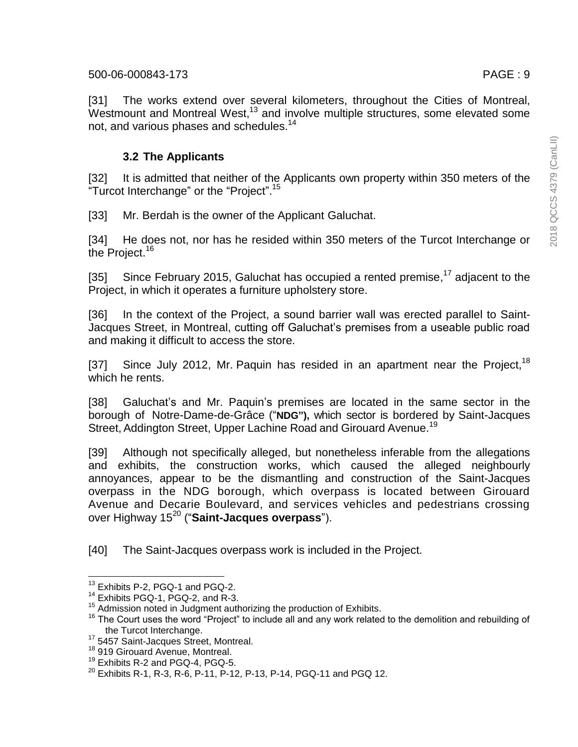[31] The works extend over several kilometers, throughout the Cities of Montreal, Westmount and Montreal West,[13] and involve multiple structures, some elevated some not, and various phases and schedules.[14]

### 3.2 The Applicants

[32] It is admitted that neither of the Applicants own property within 350 meters of the "Turcot Interchange" or the "Project".[15]

[33] Mr. Berdah is the owner of the Applicant Galuchat.

[34] He does not, nor has he resided within 350 meters of the Turcot Interchange or the Project.[16]

[35] Since February 2015, Galuchat has occupied a rented premise,[17] adjacent to the Project, in which it operates a furniture upholstery store.

[36] In the context of the Project, a sound barrier wall was erected parallel to Saint-Jacques Street, in Montreal, cutting off Galuchat's premises from a useable public road and making it difficult to access the store.

[37] Since July 2012, Mr. Paquin has resided in an apartment near the Project,[18] which he rents.

[38] Galuchat's and Mr. Paquin's premises are located in the same sector in the borough of Notre-Dame-de-Grâce ("**NDG"),** which sector is bordered by Saint-Jacques Street, Addington Street, Upper Lachine Road and Girouard Avenue.[19]

[39] Although not specifically alleged, but nonetheless inferable from the allegations and exhibits, the construction works, which caused the alleged neighbourly annoyances, appear to be the dismantling and construction of the Saint-Jacques overpass in the NDG borough, which overpass is located between Girouard Avenue and Decarie Boulevard, and services vehicles and pedestrians crossing over Highway 15[20] ("**Saint-Jacques overpass**").

[40] The Saint-Jacques overpass work is included in the Project.

---

[13] Exhibits P-2, PGQ-1 and PGQ-2.

[14] Exhibits PGQ-1, PGQ-2, and R-3.

[15] Admission noted in Judgment authorizing the production of Exhibits.

[16] The Court uses the word "Project" to include all and any work related to the demolition and rebuilding of the Turcot Interchange.

[17] 5457 Saint-Jacques Street, Montreal.

[18] 919 Girouard Avenue, Montreal.

[19] Exhibits R-2 and PGQ-4, PGQ-5.

[20] Exhibits R-1, R-3, R-6, P-11, P-12, P-13, P-14, PGQ-11 and PGQ 12.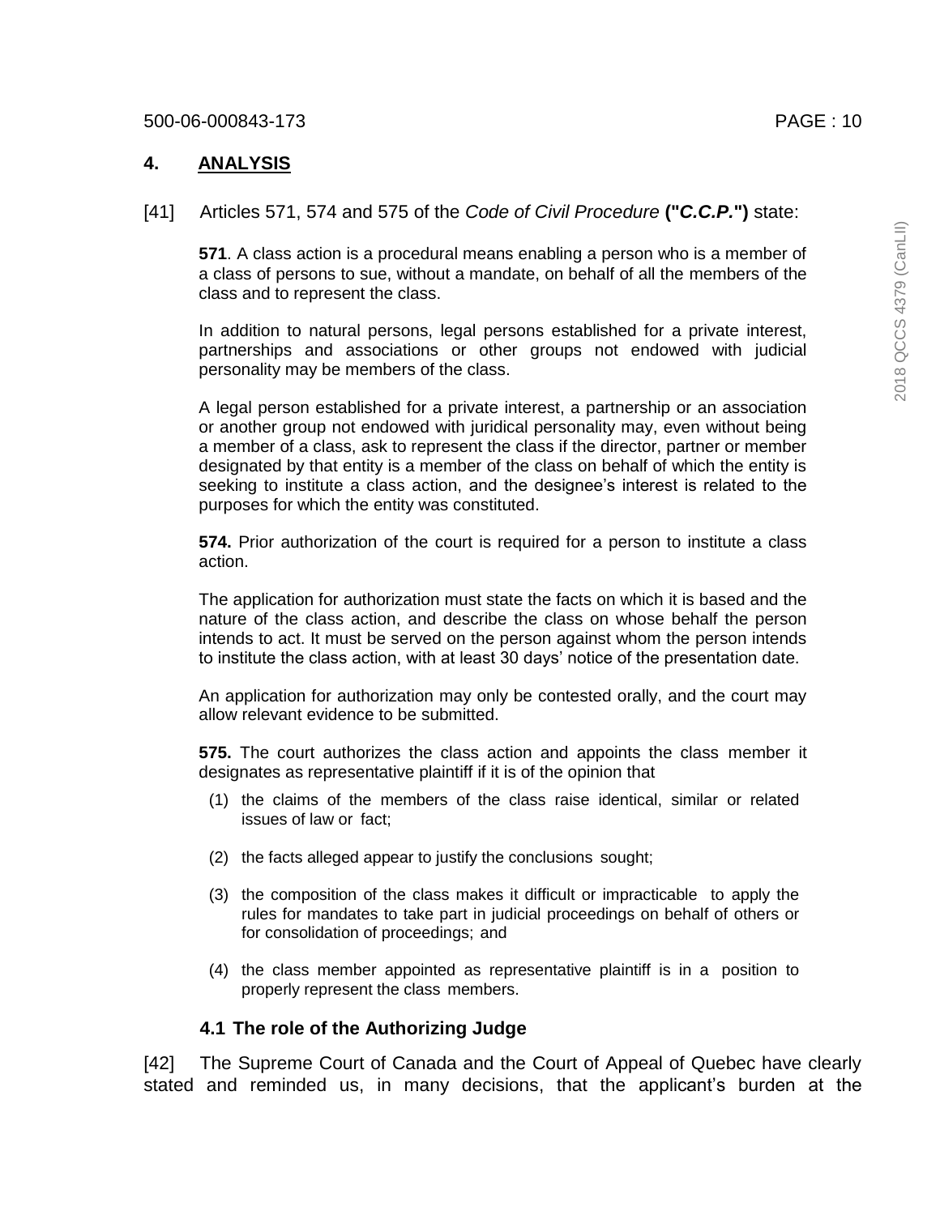## 4. ANALYSIS

[41] Articles 571, 574 and 575 of the *Code of Civil Procedure* **("*C.C.P.*")** state:

> **571**. A class action is a procedural means enabling a person who is a member of a class of persons to sue, without a mandate, on behalf of all the members of the class and to represent the class.
>
> In addition to natural persons, legal persons established for a private interest, partnerships and associations or other groups not endowed with judicial personality may be members of the class.
>
> A legal person established for a private interest, a partnership or an association or another group not endowed with juridical personality may, even without being a member of a class, ask to represent the class if the director, partner or member designated by that entity is a member of the class on behalf of which the entity is seeking to institute a class action, and the designee's interest is related to the purposes for which the entity was constituted.
>
> **574.** Prior authorization of the court is required for a person to institute a class action.
>
> The application for authorization must state the facts on which it is based and the nature of the class action, and describe the class on whose behalf the person intends to act. It must be served on the person against whom the person intends to institute the class action, with at least 30 days' notice of the presentation date.
>
> An application for authorization may only be contested orally, and the court may allow relevant evidence to be submitted.
>
> **575.** The court authorizes the class action and appoints the class member it designates as representative plaintiff if it is of the opinion that
>
> (1) the claims of the members of the class raise identical, similar or related issues of law or fact;
>
> (2) the facts alleged appear to justify the conclusions sought;
>
> (3) the composition of the class makes it difficult or impracticable to apply the rules for mandates to take part in judicial proceedings on behalf of others or for consolidation of proceedings; and
>
> (4) the class member appointed as representative plaintiff is in a position to properly represent the class members.

### 4.1 The role of the Authorizing Judge

[42] The Supreme Court of Canada and the Court of Appeal of Quebec have clearly stated and reminded us, in many decisions, that the applicant's burden at the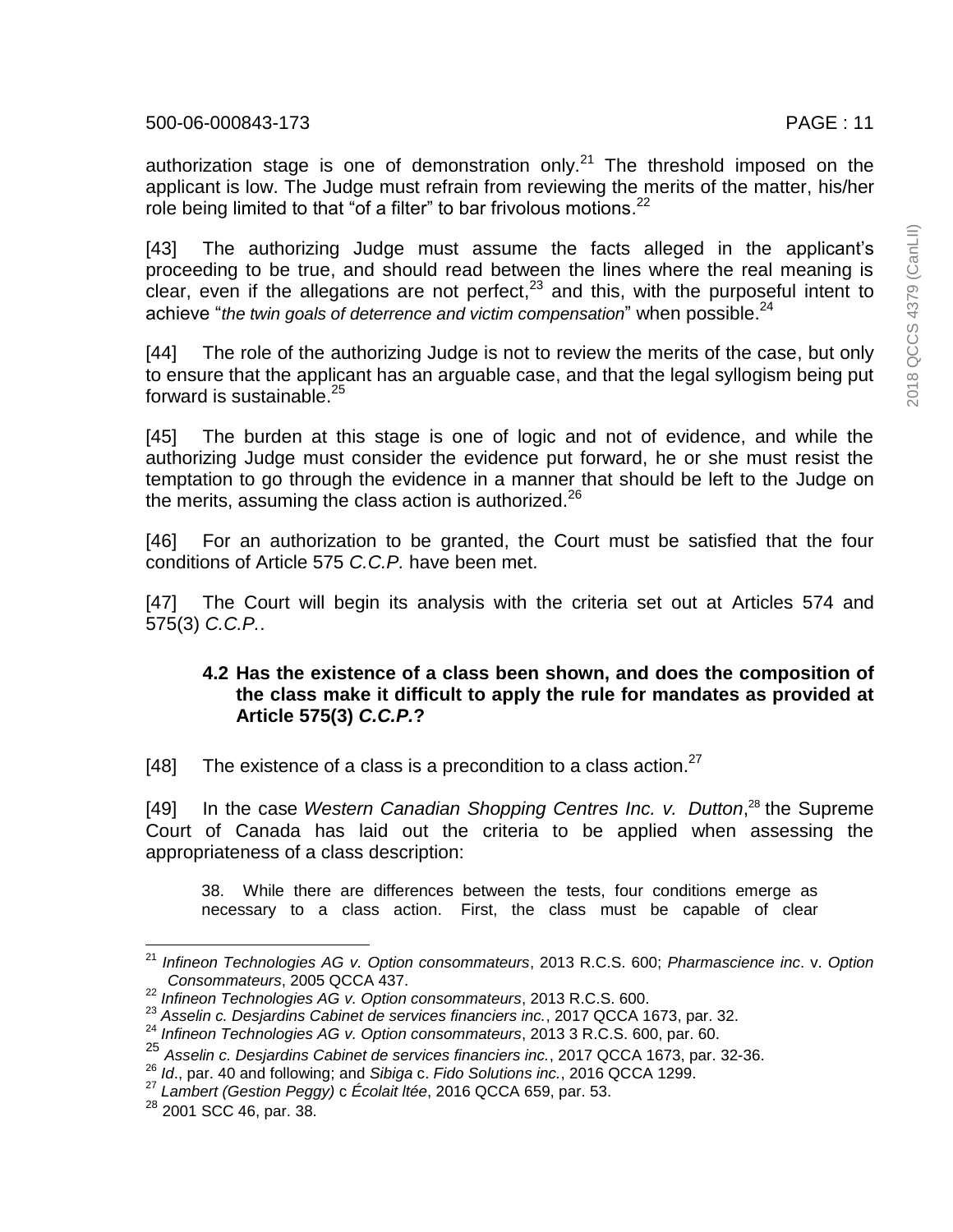authorization stage is one of demonstration only.[21] The threshold imposed on the applicant is low. The Judge must refrain from reviewing the merits of the matter, his/her role being limited to that "of a filter" to bar frivolous motions.[22]

[43] The authorizing Judge must assume the facts alleged in the applicant's proceeding to be true, and should read between the lines where the real meaning is clear, even if the allegations are not perfect,[23] and this, with the purposeful intent to achieve "*the twin goals of deterrence and victim compensation*" when possible.[24]

[44] The role of the authorizing Judge is not to review the merits of the case, but only to ensure that the applicant has an arguable case, and that the legal syllogism being put forward is sustainable.[25]

[45] The burden at this stage is one of logic and not of evidence, and while the authorizing Judge must consider the evidence put forward, he or she must resist the temptation to go through the evidence in a manner that should be left to the Judge on the merits, assuming the class action is authorized.[26]

[46] For an authorization to be granted, the Court must be satisfied that the four conditions of Article 575 *C.C.P.* have been met.

[47] The Court will begin its analysis with the criteria set out at Articles 574 and 575(3) *C.C.P.*.

### 4.2 Has the existence of a class been shown, and does the composition of the class make it difficult to apply the rule for mandates as provided at Article 575(3) *C.C.P.*?

[48] The existence of a class is a precondition to a class action.[27]

[49] In the case *Western Canadian Shopping Centres Inc. v. Dutton*,[28] the Supreme Court of Canada has laid out the criteria to be applied when assessing the appropriateness of a class description:

> 38. While there are differences between the tests, four conditions emerge as necessary to a class action. First, the class must be capable of clear

---

[21] *Infineon Technologies AG v. Option consommateurs*, 2013 R.C.S. 600; *Pharmascience inc*. v. *Option Consommateurs*, 2005 QCCA 437.

[22] *Infineon Technologies AG v. Option consommateurs*, 2013 R.C.S. 600.

[23] *Asselin c. Desjardins Cabinet de services financiers inc.*, 2017 QCCA 1673, par. 32.

[24] *Infineon Technologies AG v. Option consommateurs*, 2013 3 R.C.S. 600, par. 60.

[25] *Asselin c. Desjardins Cabinet de services financiers inc.*, 2017 QCCA 1673, par. 32-36.

[26] *Id*., par. 40 and following; and *Sibiga* c. *Fido Solutions inc.*, 2016 QCCA 1299.

[27] *Lambert (Gestion Peggy)* c *Écolait ltée*, 2016 QCCA 659, par. 53.

[28] 2001 SCC 46, par. 38.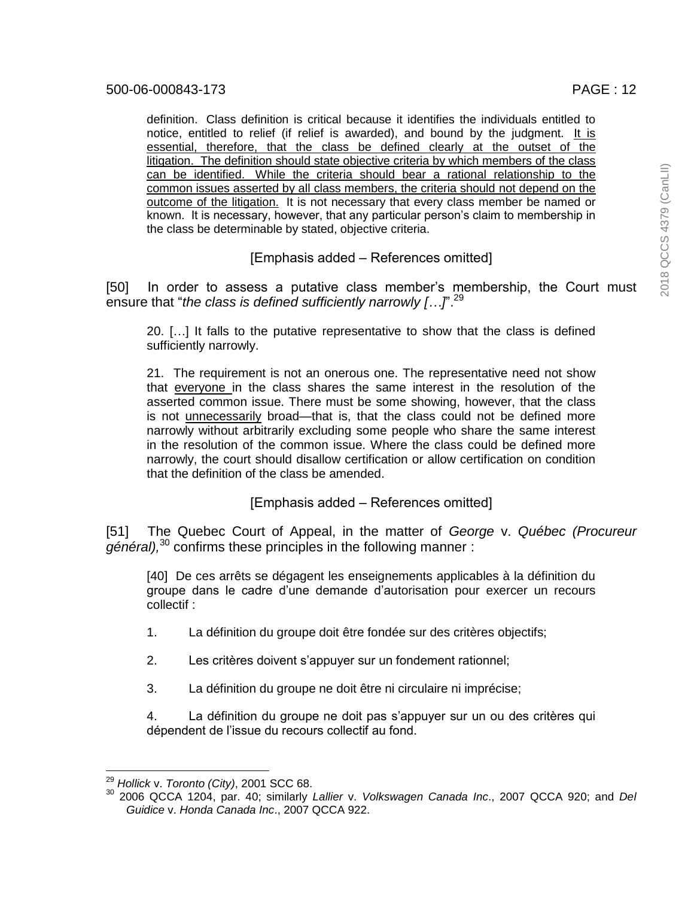> definition. Class definition is critical because it identifies the individuals entitled to notice, entitled to relief (if relief is awarded), and bound by the judgment. <u>It is essential, therefore, that the class be defined clearly at the outset of the litigation. The definition should state objective criteria by which members of the class can be identified. While the criteria should bear a rational relationship to the common issues asserted by all class members, the criteria should not depend on the outcome of the litigation.</u> It is not necessary that every class member be named or known. It is necessary, however, that any particular person's claim to membership in the class be determinable by stated, objective criteria.
>
> [Emphasis added – References omitted]

[50] In order to assess a putative class member's membership, the Court must ensure that "*the class is defined sufficiently narrowly […]*".[29]

> 20. […] It falls to the putative representative to show that the class is defined sufficiently narrowly.
>
> 21. The requirement is not an onerous one. The representative need not show that <u>everyone</u> in the class shares the same interest in the resolution of the asserted common issue. There must be some showing, however, that the class is not <u>unnecessarily</u> broad—that is, that the class could not be defined more narrowly without arbitrarily excluding some people who share the same interest in the resolution of the common issue. Where the class could be defined more narrowly, the court should disallow certification or allow certification on condition that the definition of the class be amended.
>
> [Emphasis added – References omitted]

[51] The Quebec Court of Appeal, in the matter of *George* v. *Québec (Procureur général),*[30] confirms these principles in the following manner :

> [40] De ces arrêts se dégagent les enseignements applicables à la définition du groupe dans le cadre d'une demande d'autorisation pour exercer un recours collectif :
>
> 1. La définition du groupe doit être fondée sur des critères objectifs;
>
> 2. Les critères doivent s'appuyer sur un fondement rationnel;
>
> 3. La définition du groupe ne doit être ni circulaire ni imprécise;
>
> 4. La définition du groupe ne doit pas s'appuyer sur un ou des critères qui dépendent de l'issue du recours collectif au fond.

---

[29] *Hollick* v. *Toronto (City)*, 2001 SCC 68.

[30] 2006 QCCA 1204, par. 40; similarly *Lallier* v. *Volkswagen Canada Inc*., 2007 QCCA 920; and *Del Guidice* v. *Honda Canada Inc*., 2007 QCCA 922.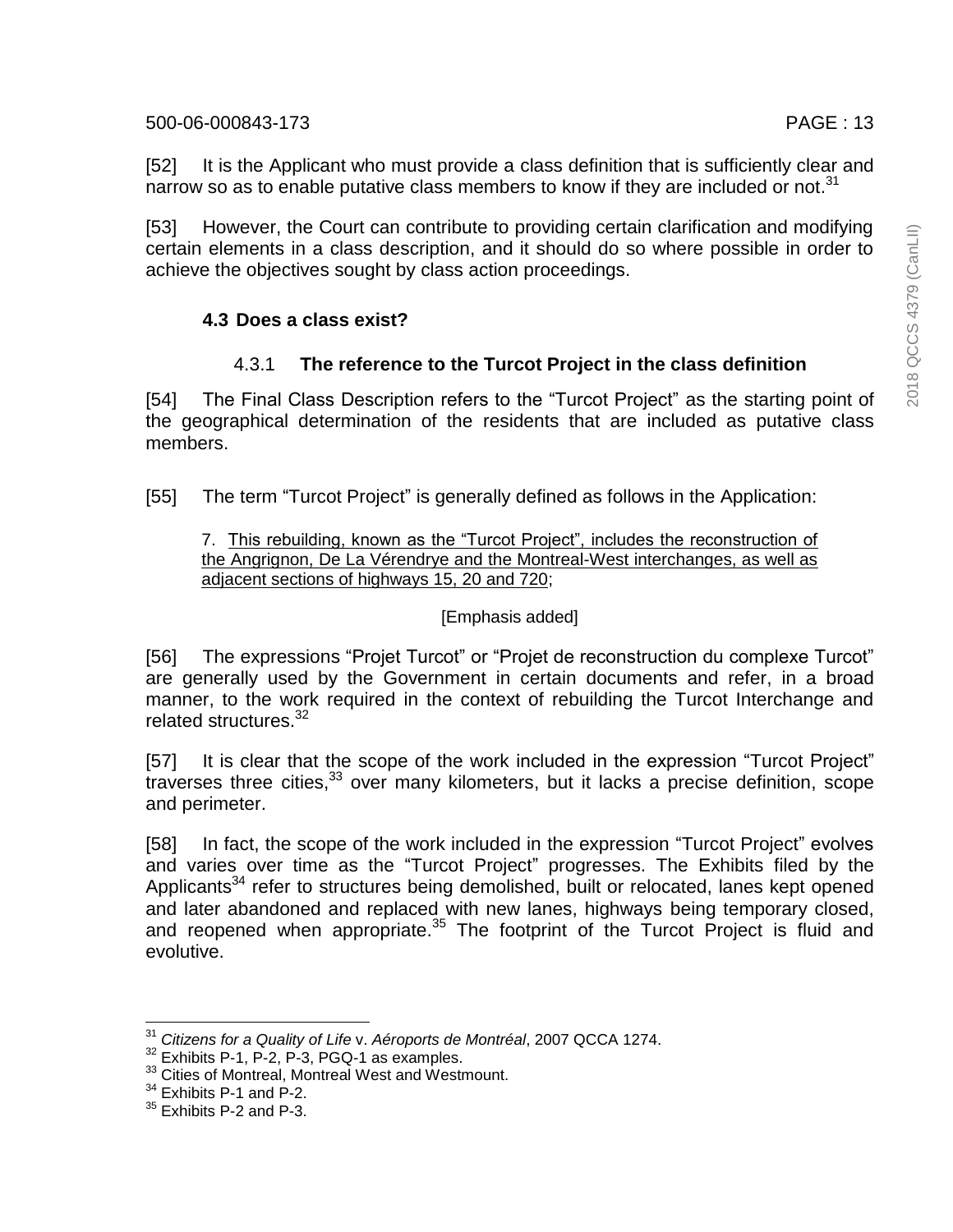[52] It is the Applicant who must provide a class definition that is sufficiently clear and narrow so as to enable putative class members to know if they are included or not.[31]

[53] However, the Court can contribute to providing certain clarification and modifying certain elements in a class description, and it should do so where possible in order to achieve the objectives sought by class action proceedings.

### 4.3 Does a class exist?

#### 4.3.1 The reference to the Turcot Project in the class definition

[54] The Final Class Description refers to the "Turcot Project" as the starting point of the geographical determination of the residents that are included as putative class members.

[55] The term "Turcot Project" is generally defined as follows in the Application:

> 7. <u>This rebuilding, known as the "Turcot Project", includes the reconstruction of the Angrignon, De La Vérendrye and the Montreal-West interchanges, as well as adjacent sections of highways 15, 20 and 720</u>;
>
> [Emphasis added]

[56] The expressions "Projet Turcot" or "Projet de reconstruction du complexe Turcot" are generally used by the Government in certain documents and refer, in a broad manner, to the work required in the context of rebuilding the Turcot Interchange and related structures.[32]

[57] It is clear that the scope of the work included in the expression "Turcot Project" traverses three cities,[33] over many kilometers, but it lacks a precise definition, scope and perimeter.

[58] In fact, the scope of the work included in the expression "Turcot Project" evolves and varies over time as the "Turcot Project" progresses. The Exhibits filed by the Applicants[34] refer to structures being demolished, built or relocated, lanes kept opened and later abandoned and replaced with new lanes, highways being temporary closed, and reopened when appropriate.[35] The footprint of the Turcot Project is fluid and evolutive.

---

[31] *Citizens for a Quality of Life* v. *Aéroports de Montréal*, 2007 QCCA 1274.

[32] Exhibits P-1, P-2, P-3, PGQ-1 as examples.

[33] Cities of Montreal, Montreal West and Westmount.

[34] Exhibits P-1 and P-2.

[35] Exhibits P-2 and P-3.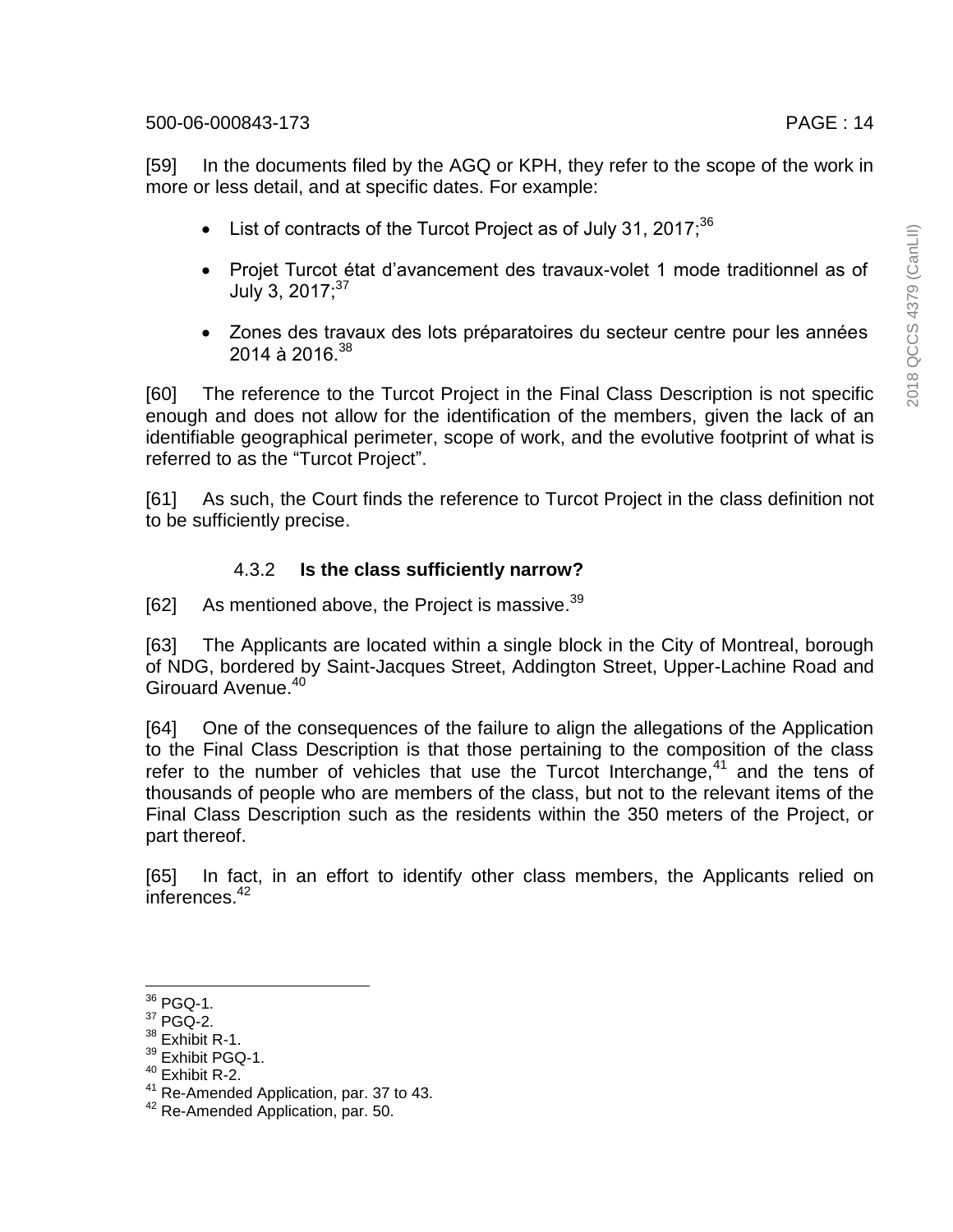[59] In the documents filed by the AGQ or KPH, they refer to the scope of the work in more or less detail, and at specific dates. For example:

- List of contracts of the Turcot Project as of July 31, 2017;[36]
- Projet Turcot état d'avancement des travaux-volet 1 mode traditionnel as of July 3, 2017;[37]
- Zones des travaux des lots préparatoires du secteur centre pour les années 2014 à 2016.[38]

[60] The reference to the Turcot Project in the Final Class Description is not specific enough and does not allow for the identification of the members, given the lack of an identifiable geographical perimeter, scope of work, and the evolutive footprint of what is referred to as the "Turcot Project".

[61] As such, the Court finds the reference to Turcot Project in the class definition not to be sufficiently precise.

#### 4.3.2 **Is the class sufficiently narrow?**

[62] As mentioned above, the Project is massive.[39]

[63] The Applicants are located within a single block in the City of Montreal, borough of NDG, bordered by Saint-Jacques Street, Addington Street, Upper-Lachine Road and Girouard Avenue.[40]

[64] One of the consequences of the failure to align the allegations of the Application to the Final Class Description is that those pertaining to the composition of the class refer to the number of vehicles that use the Turcot Interchange,[41] and the tens of thousands of people who are members of the class, but not to the relevant items of the Final Class Description such as the residents within the 350 meters of the Project, or part thereof.

[65] In fact, in an effort to identify other class members, the Applicants relied on inferences.[42]

---

[36] PGQ-1.
[37] PGQ-2.
[38] Exhibit R-1.
[39] Exhibit PGQ-1.
[40] Exhibit R-2.
[41] Re-Amended Application, par. 37 to 43.
[42] Re-Amended Application, par. 50.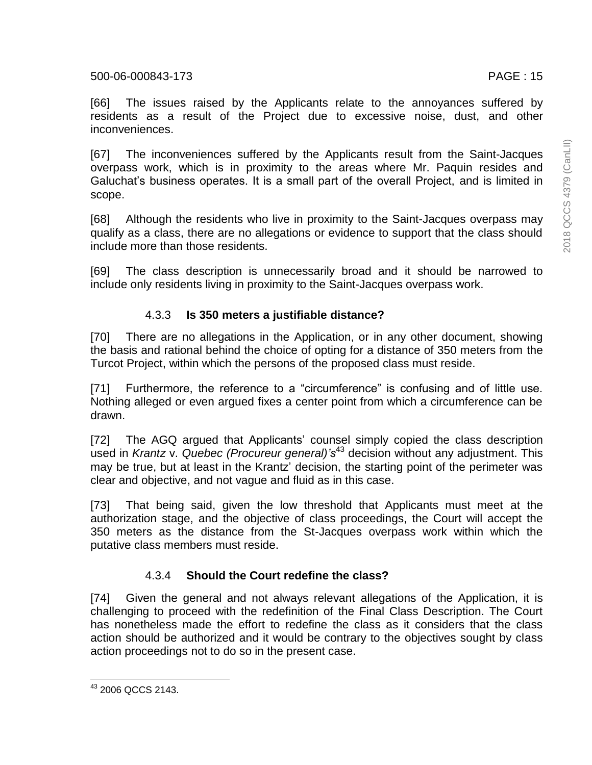[66] The issues raised by the Applicants relate to the annoyances suffered by residents as a result of the Project due to excessive noise, dust, and other inconveniences.

[67] The inconveniences suffered by the Applicants result from the Saint-Jacques overpass work, which is in proximity to the areas where Mr. Paquin resides and Galuchat's business operates. It is a small part of the overall Project, and is limited in scope.

[68] Although the residents who live in proximity to the Saint-Jacques overpass may qualify as a class, there are no allegations or evidence to support that the class should include more than those residents.

[69] The class description is unnecessarily broad and it should be narrowed to include only residents living in proximity to the Saint-Jacques overpass work.

### 4.3.3 **Is 350 meters a justifiable distance?**

[70] There are no allegations in the Application, or in any other document, showing the basis and rational behind the choice of opting for a distance of 350 meters from the Turcot Project, within which the persons of the proposed class must reside.

[71] Furthermore, the reference to a "circumference" is confusing and of little use. Nothing alleged or even argued fixes a center point from which a circumference can be drawn.

[72] The AGQ argued that Applicants' counsel simply copied the class description used in *Krantz* v. *Quebec (Procureur general)'s*[43] decision without any adjustment. This may be true, but at least in the Krantz' decision, the starting point of the perimeter was clear and objective, and not vague and fluid as in this case.

[73] That being said, given the low threshold that Applicants must meet at the authorization stage, and the objective of class proceedings, the Court will accept the 350 meters as the distance from the St-Jacques overpass work within which the putative class members must reside.

### 4.3.4 **Should the Court redefine the class?**

[74] Given the general and not always relevant allegations of the Application, it is challenging to proceed with the redefinition of the Final Class Description. The Court has nonetheless made the effort to redefine the class as it considers that the class action should be authorized and it would be contrary to the objectives sought by class action proceedings not to do so in the present case.

---

[43] 2006 QCCS 2143.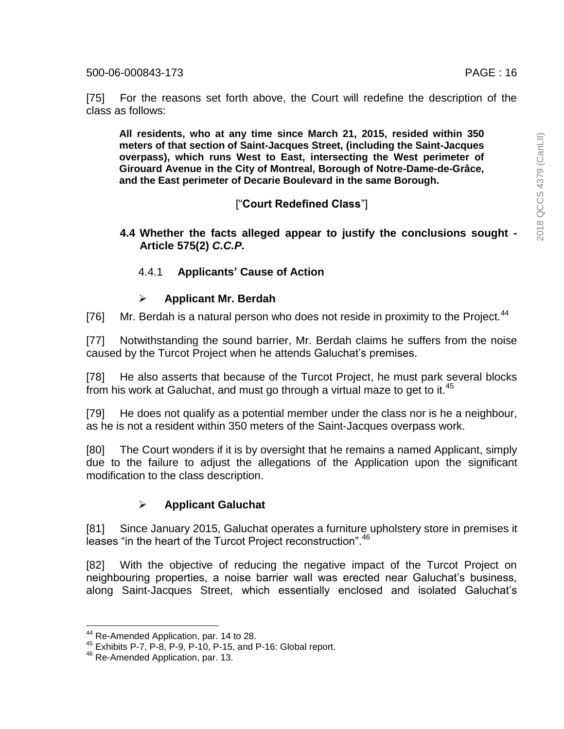[75] For the reasons set forth above, the Court will redefine the description of the class as follows:

> **All residents, who at any time since March 21, 2015, resided within 350 meters of that section of Saint-Jacques Street, (including the Saint-Jacques overpass), which runs West to East, intersecting the West perimeter of Girouard Avenue in the City of Montreal, Borough of Notre-Dame-de-Grâce, and the East perimeter of Decarie Boulevard in the same Borough.**
>
> [“**Court Redefined Class**”]

### 4.4 Whether the facts alleged appear to justify the conclusions sought - Article 575(2) *C.C.P.*

#### 4.4.1 Applicants’ Cause of Action

- **Applicant Mr. Berdah**

[76] Mr. Berdah is a natural person who does not reside in proximity to the Project.[44]

[77] Notwithstanding the sound barrier, Mr. Berdah claims he suffers from the noise caused by the Turcot Project when he attends Galuchat’s premises.

[78] He also asserts that because of the Turcot Project, he must park several blocks from his work at Galuchat, and must go through a virtual maze to get to it.[45]

[79] He does not qualify as a potential member under the class nor is he a neighbour, as he is not a resident within 350 meters of the Saint-Jacques overpass work.

[80] The Court wonders if it is by oversight that he remains a named Applicant, simply due to the failure to adjust the allegations of the Application upon the significant modification to the class description.

- **Applicant Galuchat**

[81] Since January 2015, Galuchat operates a furniture upholstery store in premises it leases “in the heart of the Turcot Project reconstruction”.[46]

[82] With the objective of reducing the negative impact of the Turcot Project on neighbouring properties, a noise barrier wall was erected near Galuchat’s business, along Saint-Jacques Street, which essentially enclosed and isolated Galuchat’s

---

[44] Re-Amended Application, par. 14 to 28.

[45] Exhibits P-7, P-8, P-9, P-10, P-15, and P-16: Global report.

[46] Re-Amended Application, par. 13.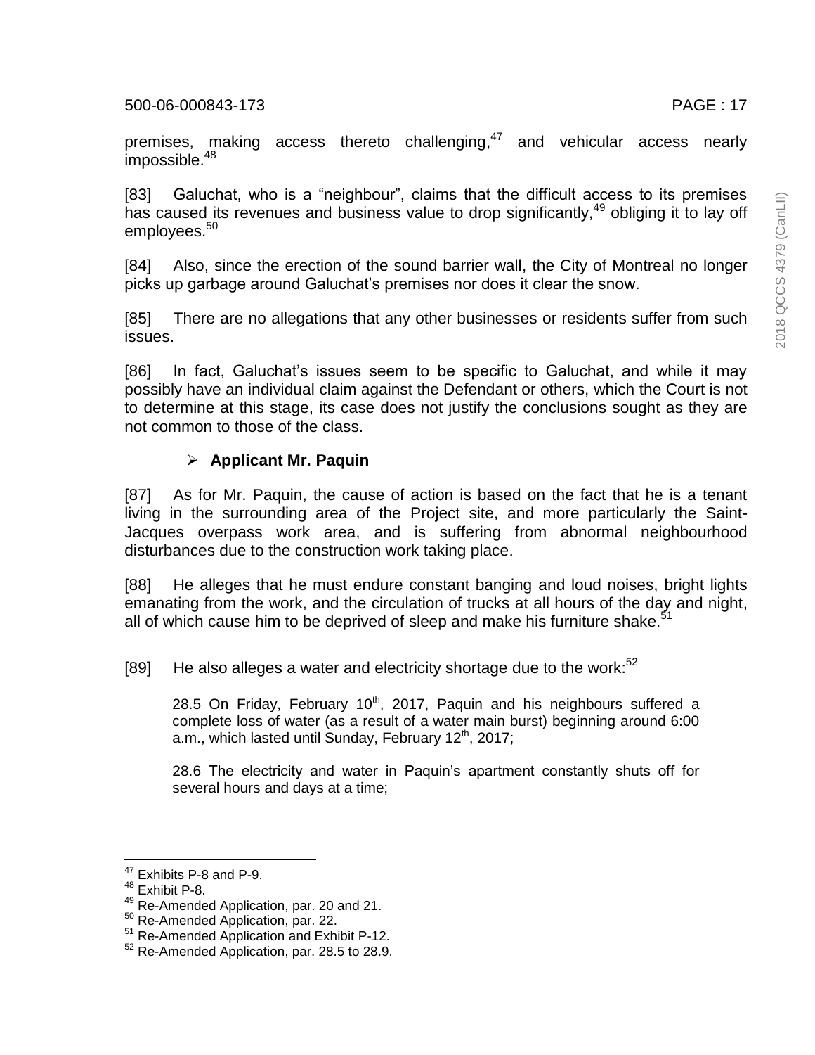premises, making access thereto challenging,[47] and vehicular access nearly impossible.[48]

[83] Galuchat, who is a "neighbour", claims that the difficult access to its premises has caused its revenues and business value to drop significantly,[49] obliging it to lay off employees.[50]

[84] Also, since the erection of the sound barrier wall, the City of Montreal no longer picks up garbage around Galuchat's premises nor does it clear the snow.

[85] There are no allegations that any other businesses or residents suffer from such issues.

[86] In fact, Galuchat's issues seem to be specific to Galuchat, and while it may possibly have an individual claim against the Defendant or others, which the Court is not to determine at this stage, its case does not justify the conclusions sought as they are not common to those of the class.

- **Applicant Mr. Paquin**

[87] As for Mr. Paquin, the cause of action is based on the fact that he is a tenant living in the surrounding area of the Project site, and more particularly the Saint-Jacques overpass work area, and is suffering from abnormal neighbourhood disturbances due to the construction work taking place.

[88] He alleges that he must endure constant banging and loud noises, bright lights emanating from the work, and the circulation of trucks at all hours of the day and night, all of which cause him to be deprived of sleep and make his furniture shake.[51]

[89] He also alleges a water and electricity shortage due to the work:[52]

> 28.5 On Friday, February 10th, 2017, Paquin and his neighbours suffered a complete loss of water (as a result of a water main burst) beginning around 6:00 a.m., which lasted until Sunday, February 12th, 2017;
>
> 28.6 The electricity and water in Paquin's apartment constantly shuts off for several hours and days at a time;

---

[47] Exhibits P-8 and P-9.
[48] Exhibit P-8.
[49] Re-Amended Application, par. 20 and 21.
[50] Re-Amended Application, par. 22.
[51] Re-Amended Application and Exhibit P-12.
[52] Re-Amended Application, par. 28.5 to 28.9.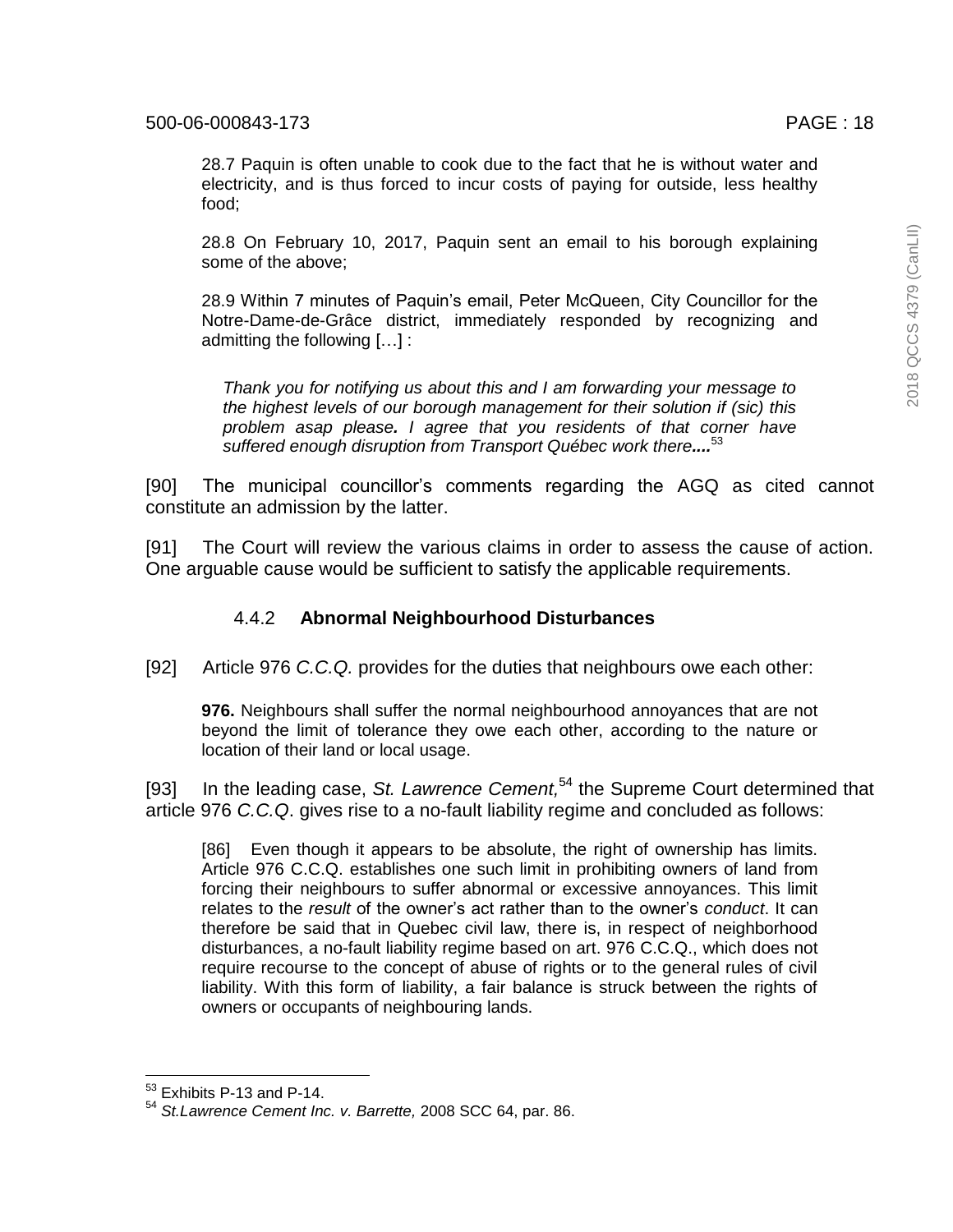28.7 Paquin is often unable to cook due to the fact that he is without water and electricity, and is thus forced to incur costs of paying for outside, less healthy food;

28.8 On February 10, 2017, Paquin sent an email to his borough explaining some of the above;

28.9 Within 7 minutes of Paquin's email, Peter McQueen, City Councillor for the Notre-Dame-de-Grâce district, immediately responded by recognizing and admitting the following […] :

> *Thank you for notifying us about this and I am forwarding your message to the highest levels of our borough management for their solution if (sic) this problem asap please**.** I agree that you residents of that corner have suffered enough disruption from Transport Québec work there**....***[53]

[90] The municipal councillor's comments regarding the AGQ as cited cannot constitute an admission by the latter.

[91] The Court will review the various claims in order to assess the cause of action. One arguable cause would be sufficient to satisfy the applicable requirements.

### 4.4.2 **Abnormal Neighbourhood Disturbances**

[92] Article 976 *C.C.Q.* provides for the duties that neighbours owe each other:

> **976.** Neighbours shall suffer the normal neighbourhood annoyances that are not beyond the limit of tolerance they owe each other, according to the nature or location of their land or local usage.

[93] In the leading case, *St. Lawrence Cement,*[54] the Supreme Court determined that article 976 *C.C.Q*. gives rise to a no-fault liability regime and concluded as follows:

> [86] Even though it appears to be absolute, the right of ownership has limits. Article 976 C.C.Q. establishes one such limit in prohibiting owners of land from forcing their neighbours to suffer abnormal or excessive annoyances. This limit relates to the *result* of the owner's act rather than to the owner's *conduct*. It can therefore be said that in Quebec civil law, there is, in respect of neighborhood disturbances, a no-fault liability regime based on art. 976 C.C.Q., which does not require recourse to the concept of abuse of rights or to the general rules of civil liability. With this form of liability, a fair balance is struck between the rights of owners or occupants of neighbouring lands.

---

[53] Exhibits P-13 and P-14.

[54] *St.Lawrence Cement Inc. v. Barrette,* 2008 SCC 64, par. 86.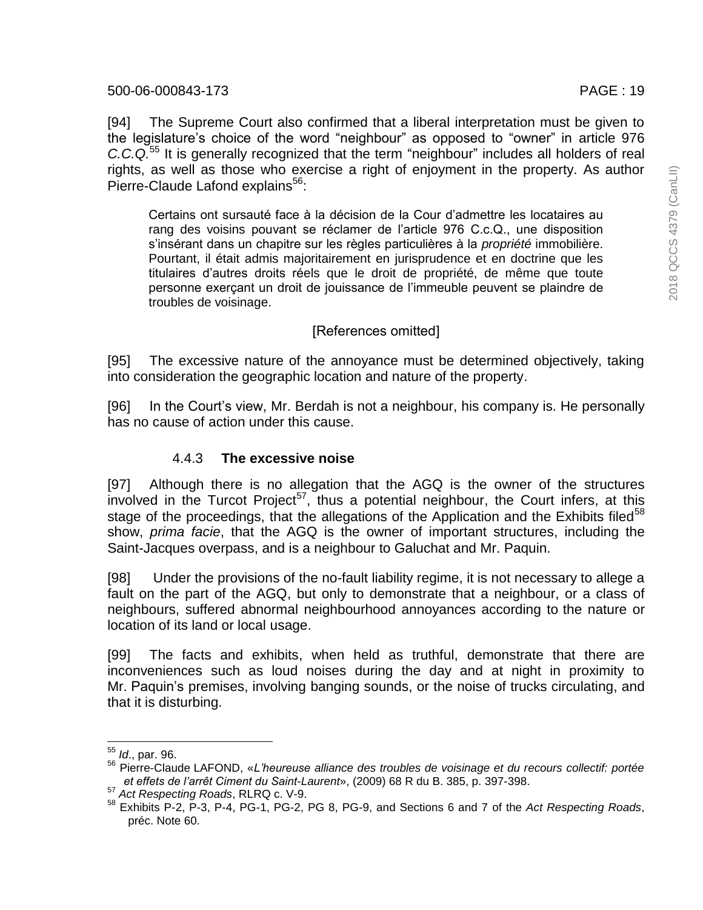[94] The Supreme Court also confirmed that a liberal interpretation must be given to the legislature's choice of the word "neighbour" as opposed to "owner" in article 976 *C.C.Q.*[55] It is generally recognized that the term "neighbour" includes all holders of real rights, as well as those who exercise a right of enjoyment in the property. As author Pierre-Claude Lafond explains[56]:

> Certains ont sursauté face à la décision de la Cour d'admettre les locataires au rang des voisins pouvant se réclamer de l'article 976 C.c.Q., une disposition s'insérant dans un chapitre sur les règles particulières à la *propriété* immobilière. Pourtant, il était admis majoritairement en jurisprudence et en doctrine que les titulaires d'autres droits réels que le droit de propriété, de même que toute personne exerçant un droit de jouissance de l'immeuble peuvent se plaindre de troubles de voisinage.
>
> [References omitted]

[95] The excessive nature of the annoyance must be determined objectively, taking into consideration the geographic location and nature of the property.

[96] In the Court's view, Mr. Berdah is not a neighbour, his company is. He personally has no cause of action under this cause.

### 4.4.3 **The excessive noise**

[97] Although there is no allegation that the AGQ is the owner of the structures involved in the Turcot Project[57], thus a potential neighbour, the Court infers, at this stage of the proceedings, that the allegations of the Application and the Exhibits filed[58] show, *prima facie*, that the AGQ is the owner of important structures, including the Saint-Jacques overpass, and is a neighbour to Galuchat and Mr. Paquin.

[98] Under the provisions of the no-fault liability regime, it is not necessary to allege a fault on the part of the AGQ, but only to demonstrate that a neighbour, or a class of neighbours, suffered abnormal neighbourhood annoyances according to the nature or location of its land or local usage.

[99] The facts and exhibits, when held as truthful, demonstrate that there are inconveniences such as loud noises during the day and at night in proximity to Mr. Paquin's premises, involving banging sounds, or the noise of trucks circulating, and that it is disturbing.

---

[55] *Id*., par. 96.

[56] Pierre-Claude LAFOND, «*L'heureuse alliance des troubles de voisinage et du recours collectif: portée et effets de l'arrêt Ciment du Saint-Laurent*», (2009) 68 R du B. 385, p. 397-398.

[57] *Act Respecting Roads*, RLRQ c. V-9.

[58] Exhibits P-2, P-3, P-4, PG-1, PG-2, PG 8, PG-9, and Sections 6 and 7 of the *Act Respecting Roads*, préc. Note 60.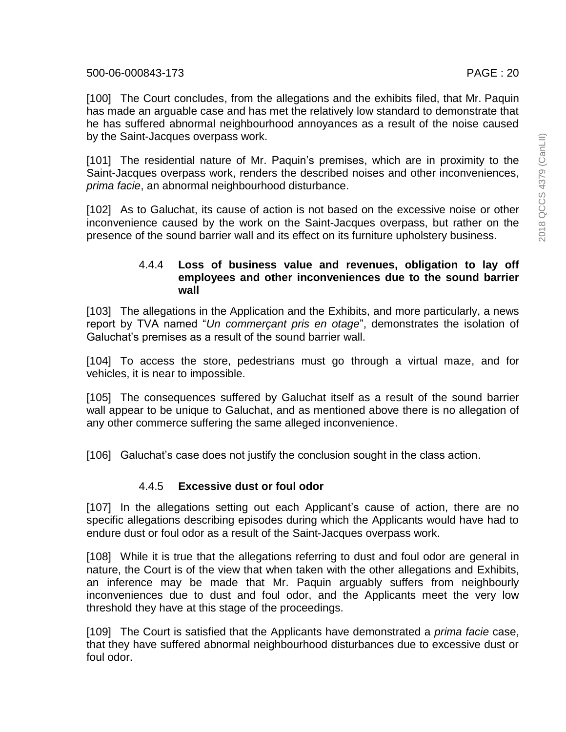[100] The Court concludes, from the allegations and the exhibits filed, that Mr. Paquin has made an arguable case and has met the relatively low standard to demonstrate that he has suffered abnormal neighbourhood annoyances as a result of the noise caused by the Saint-Jacques overpass work.

[101] The residential nature of Mr. Paquin's premises, which are in proximity to the Saint-Jacques overpass work, renders the described noises and other inconveniences, *prima facie*, an abnormal neighbourhood disturbance.

[102] As to Galuchat, its cause of action is not based on the excessive noise or other inconvenience caused by the work on the Saint-Jacques overpass, but rather on the presence of the sound barrier wall and its effect on its furniture upholstery business.

#### 4.4.4 **Loss of business value and revenues, obligation to lay off employees and other inconveniences due to the sound barrier wall**

[103] The allegations in the Application and the Exhibits, and more particularly, a news report by TVA named "*Un commerçant pris en otage*", demonstrates the isolation of Galuchat's premises as a result of the sound barrier wall.

[104] To access the store, pedestrians must go through a virtual maze, and for vehicles, it is near to impossible.

[105] The consequences suffered by Galuchat itself as a result of the sound barrier wall appear to be unique to Galuchat, and as mentioned above there is no allegation of any other commerce suffering the same alleged inconvenience.

[106] Galuchat's case does not justify the conclusion sought in the class action.

#### 4.4.5 **Excessive dust or foul odor**

[107] In the allegations setting out each Applicant's cause of action, there are no specific allegations describing episodes during which the Applicants would have had to endure dust or foul odor as a result of the Saint-Jacques overpass work.

[108] While it is true that the allegations referring to dust and foul odor are general in nature, the Court is of the view that when taken with the other allegations and Exhibits, an inference may be made that Mr. Paquin arguably suffers from neighbourly inconveniences due to dust and foul odor, and the Applicants meet the very low threshold they have at this stage of the proceedings.

[109] The Court is satisfied that the Applicants have demonstrated a *prima facie* case, that they have suffered abnormal neighbourhood disturbances due to excessive dust or foul odor.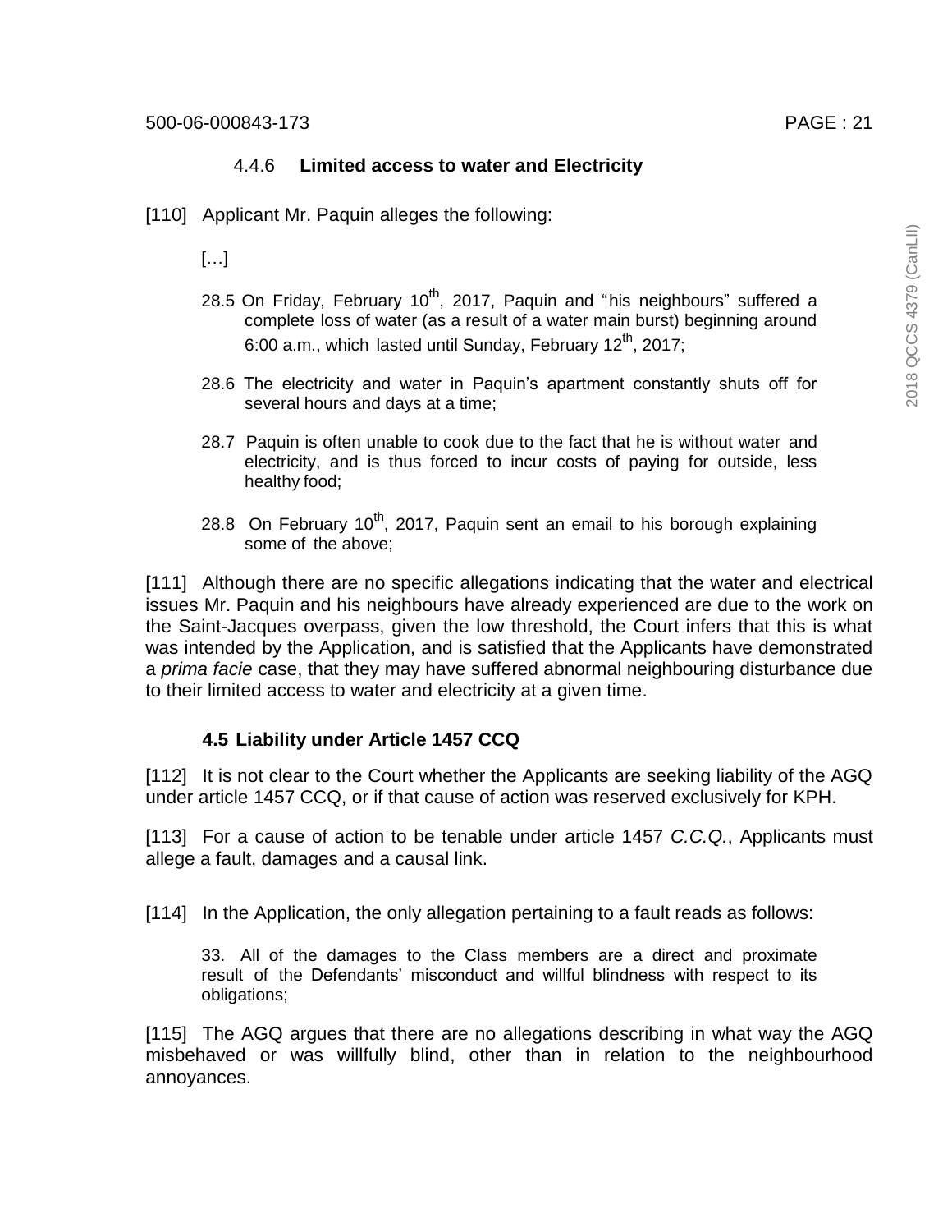#### 4.4.6 **Limited access to water and Electricity**

[110] Applicant Mr. Paquin alleges the following:

> […]
>
> 28.5 On Friday, February 10th, 2017, Paquin and "his neighbours" suffered a complete loss of water (as a result of a water main burst) beginning around 6:00 a.m., which lasted until Sunday, February 12th, 2017;
>
> 28.6 The electricity and water in Paquin's apartment constantly shuts off for several hours and days at a time;
>
> 28.7 Paquin is often unable to cook due to the fact that he is without water and electricity, and is thus forced to incur costs of paying for outside, less healthy food;
>
> 28.8 On February 10th, 2017, Paquin sent an email to his borough explaining some of the above;

[111] Although there are no specific allegations indicating that the water and electrical issues Mr. Paquin and his neighbours have already experienced are due to the work on the Saint-Jacques overpass, given the low threshold, the Court infers that this is what was intended by the Application, and is satisfied that the Applicants have demonstrated a *prima facie* case, that they may have suffered abnormal neighbouring disturbance due to their limited access to water and electricity at a given time.

### **4.5 Liability under Article 1457 CCQ**

[112] It is not clear to the Court whether the Applicants are seeking liability of the AGQ under article 1457 CCQ, or if that cause of action was reserved exclusively for KPH.

[113] For a cause of action to be tenable under article 1457 *C.C.Q.*, Applicants must allege a fault, damages and a causal link.

[114] In the Application, the only allegation pertaining to a fault reads as follows:

> 33. All of the damages to the Class members are a direct and proximate result of the Defendants' misconduct and willful blindness with respect to its obligations;

[115] The AGQ argues that there are no allegations describing in what way the AGQ misbehaved or was willfully blind, other than in relation to the neighbourhood annoyances.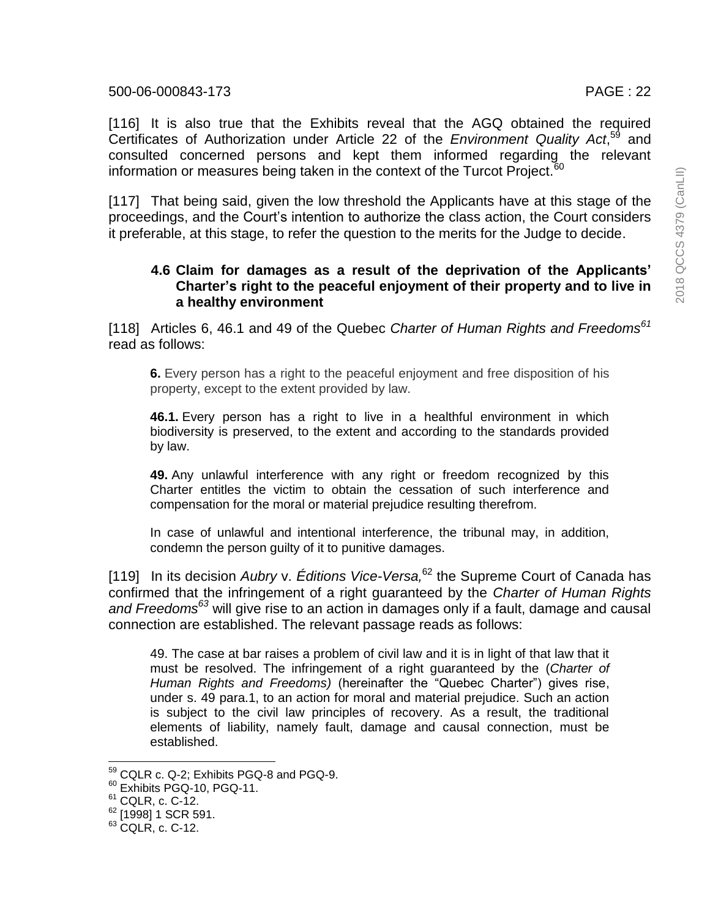[116] It is also true that the Exhibits reveal that the AGQ obtained the required Certificates of Authorization under Article 22 of the *Environment Quality Act*,[59] and consulted concerned persons and kept them informed regarding the relevant information or measures being taken in the context of the Turcot Project.[60]

[117] That being said, given the low threshold the Applicants have at this stage of the proceedings, and the Court's intention to authorize the class action, the Court considers it preferable, at this stage, to refer the question to the merits for the Judge to decide.

### 4.6 Claim for damages as a result of the deprivation of the Applicants' Charter's right to the peaceful enjoyment of their property and to live in a healthy environment

[118] Articles 6, 46.1 and 49 of the Quebec *Charter of Human Rights and Freedoms*[61] read as follows:

> **6.** Every person has a right to the peaceful enjoyment and free disposition of his property, except to the extent provided by law.
>
> **46.1.** Every person has a right to live in a healthful environment in which biodiversity is preserved, to the extent and according to the standards provided by law.
>
> **49.** Any unlawful interference with any right or freedom recognized by this Charter entitles the victim to obtain the cessation of such interference and compensation for the moral or material prejudice resulting therefrom.
>
> In case of unlawful and intentional interference, the tribunal may, in addition, condemn the person guilty of it to punitive damages.

[119] In its decision *Aubry* v. *Éditions Vice-Versa,*[62] the Supreme Court of Canada has confirmed that the infringement of a right guaranteed by the *Charter of Human Rights and Freedoms*[63] will give rise to an action in damages only if a fault, damage and causal connection are established. The relevant passage reads as follows:

> 49. The case at bar raises a problem of civil law and it is in light of that law that it must be resolved. The infringement of a right guaranteed by the (*Charter of Human Rights and Freedoms)* (hereinafter the "Quebec Charter") gives rise, under s. 49 para.1, to an action for moral and material prejudice. Such an action is subject to the civil law principles of recovery. As a result, the traditional elements of liability, namely fault, damage and causal connection, must be established.

---

[59] CQLR c. Q-2; Exhibits PGQ-8 and PGQ-9.
[60] Exhibits PGQ-10, PGQ-11.
[61] CQLR, c. C-12.
[62] [1998] 1 SCR 591.
[63] CQLR, c. C-12.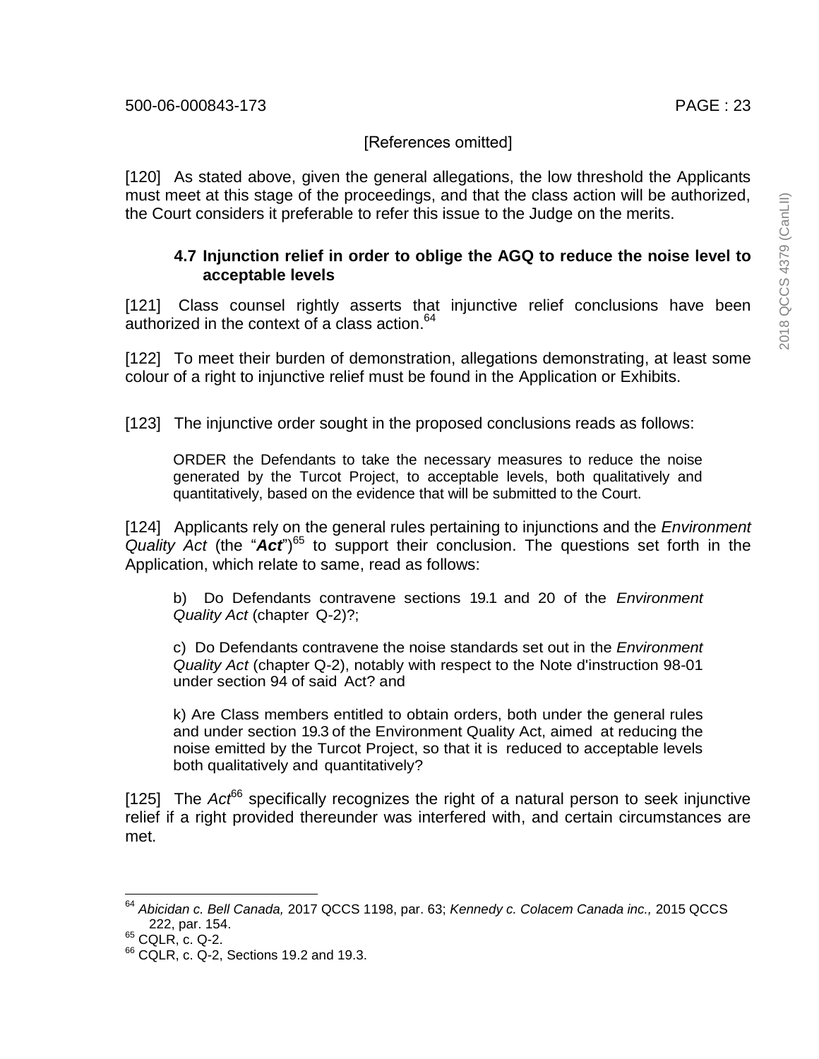[References omitted]

[120] As stated above, given the general allegations, the low threshold the Applicants must meet at this stage of the proceedings, and that the class action will be authorized, the Court considers it preferable to refer this issue to the Judge on the merits.

### 4.7 Injunction relief in order to oblige the AGQ to reduce the noise level to acceptable levels

[121] Class counsel rightly asserts that injunctive relief conclusions have been authorized in the context of a class action.[64]

[122] To meet their burden of demonstration, allegations demonstrating, at least some colour of a right to injunctive relief must be found in the Application or Exhibits.

[123] The injunctive order sought in the proposed conclusions reads as follows:

> ORDER the Defendants to take the necessary measures to reduce the noise generated by the Turcot Project, to acceptable levels, both qualitatively and quantitatively, based on the evidence that will be submitted to the Court.

[124] Applicants rely on the general rules pertaining to injunctions and the *Environment Quality Act* (the "***Act***")[65] to support their conclusion. The questions set forth in the Application, which relate to same, read as follows:

> b) Do Defendants contravene sections 19.1 and 20 of the *Environment Quality Act* (chapter Q-2)?;
>
> c) Do Defendants contravene the noise standards set out in the *Environment Quality Act* (chapter Q-2), notably with respect to the Note d'instruction 98-01 under section 94 of said Act? and
>
> k) Are Class members entitled to obtain orders, both under the general rules and under section 19.3 of the Environment Quality Act, aimed at reducing the noise emitted by the Turcot Project, so that it is reduced to acceptable levels both qualitatively and quantitatively?

[125] The *Act*[66] specifically recognizes the right of a natural person to seek injunctive relief if a right provided thereunder was interfered with, and certain circumstances are met.

---

[64] *Abicidan c. Bell Canada,* 2017 QCCS 1198, par. 63; *Kennedy c. Colacem Canada inc.,* 2015 QCCS 222, par. 154.

[65] CQLR, c. Q-2.

[66] CQLR, c. Q-2, Sections 19.2 and 19.3.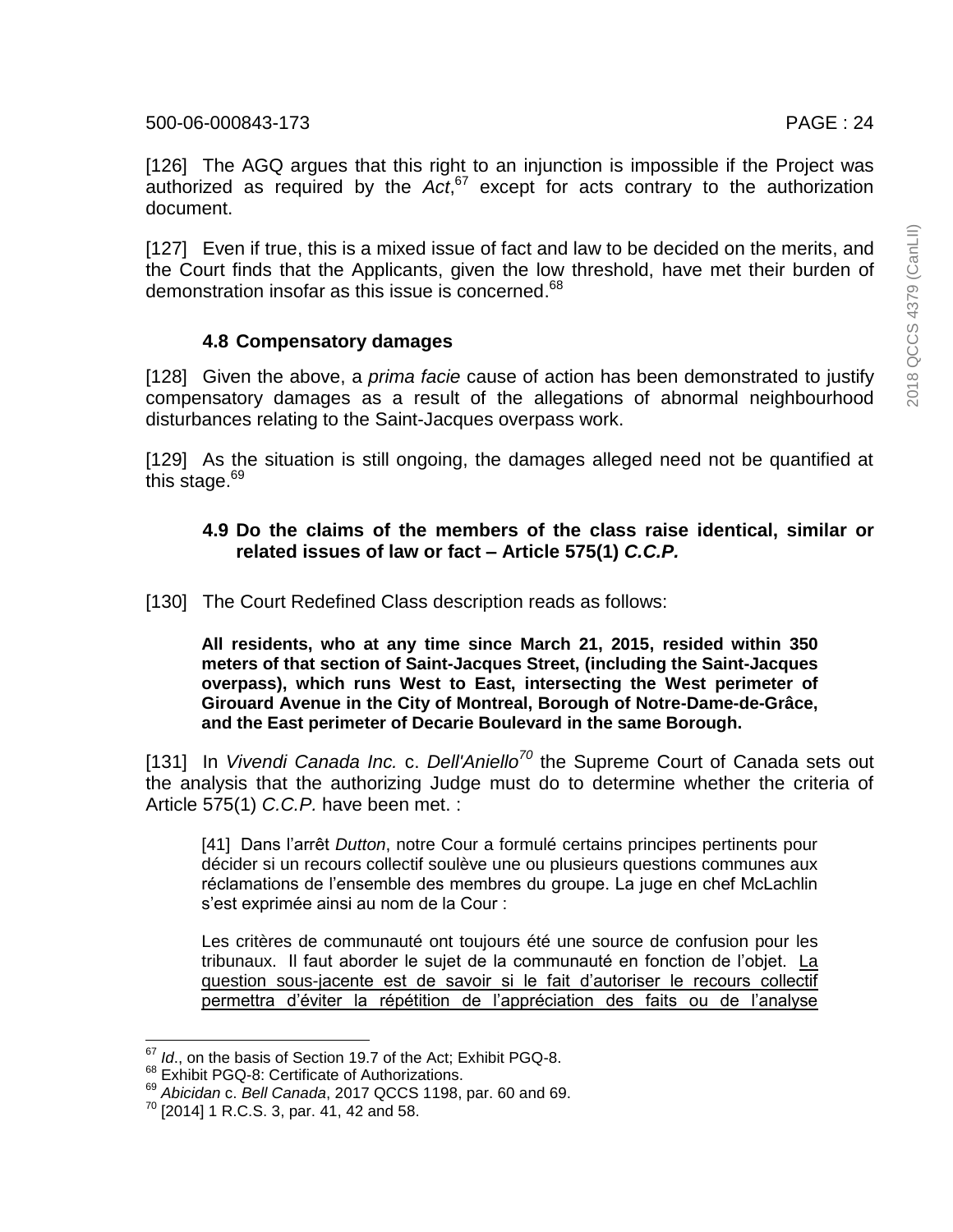[126] The AGQ argues that this right to an injunction is impossible if the Project was authorized as required by the *Act*,[67] except for acts contrary to the authorization document.

[127] Even if true, this is a mixed issue of fact and law to be decided on the merits, and the Court finds that the Applicants, given the low threshold, have met their burden of demonstration insofar as this issue is concerned.[68]

### 4.8 Compensatory damages

[128] Given the above, a *prima facie* cause of action has been demonstrated to justify compensatory damages as a result of the allegations of abnormal neighbourhood disturbances relating to the Saint-Jacques overpass work.

[129] As the situation is still ongoing, the damages alleged need not be quantified at this stage.[69]

### 4.9 Do the claims of the members of the class raise identical, similar or related issues of law or fact – Article 575(1) *C.C.P.*

[130] The Court Redefined Class description reads as follows:

> **All residents, who at any time since March 21, 2015, resided within 350 meters of that section of Saint-Jacques Street, (including the Saint-Jacques overpass), which runs West to East, intersecting the West perimeter of Girouard Avenue in the City of Montreal, Borough of Notre-Dame-de-Grâce, and the East perimeter of Decarie Boulevard in the same Borough.**

[131] In *Vivendi Canada Inc.* c. *Dell'Aniello*[70] the Supreme Court of Canada sets out the analysis that the authorizing Judge must do to determine whether the criteria of Article 575(1) *C.C.P.* have been met. :

> [41] Dans l'arrêt *Dutton*, notre Cour a formulé certains principes pertinents pour décider si un recours collectif soulève une ou plusieurs questions communes aux réclamations de l'ensemble des membres du groupe. La juge en chef McLachlin s'est exprimée ainsi au nom de la Cour :
>
> Les critères de communauté ont toujours été une source de confusion pour les tribunaux. Il faut aborder le sujet de la communauté en fonction de l'objet. La question sous-jacente est de savoir si le fait d'autoriser le recours collectif permettra d'éviter la répétition de l'appréciation des faits ou de l'analyse

---

[67] *Id*., on the basis of Section 19.7 of the Act; Exhibit PGQ-8.
[68] Exhibit PGQ-8: Certificate of Authorizations.
[69] *Abicidan* c. *Bell Canada*, 2017 QCCS 1198, par. 60 and 69.
[70] [2014] 1 R.C.S. 3, par. 41, 42 and 58.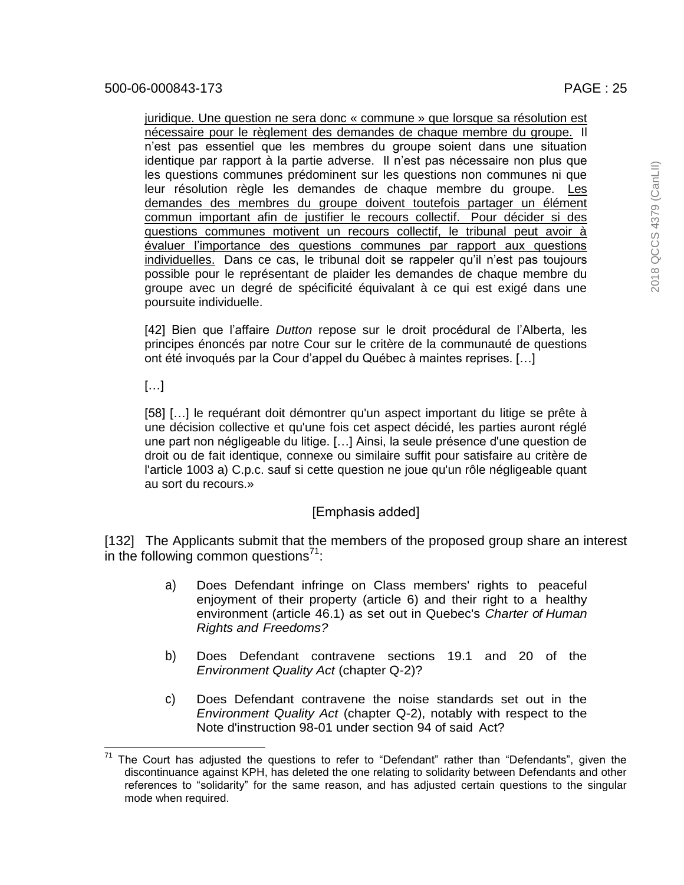juridique. Une question ne sera donc « commune » que lorsque sa résolution est nécessaire pour le règlement des demandes de chaque membre du groupe. Il n'est pas essentiel que les membres du groupe soient dans une situation identique par rapport à la partie adverse. Il n'est pas nécessaire non plus que les questions communes prédominent sur les questions non communes ni que leur résolution règle les demandes de chaque membre du groupe. Les demandes des membres du groupe doivent toutefois partager un élément commun important afin de justifier le recours collectif. Pour décider si des questions communes motivent un recours collectif, le tribunal peut avoir à évaluer l'importance des questions communes par rapport aux questions individuelles. Dans ce cas, le tribunal doit se rappeler qu'il n'est pas toujours possible pour le représentant de plaider les demandes de chaque membre du groupe avec un degré de spécificité équivalant à ce qui est exigé dans une poursuite individuelle.

> [42] Bien que l'affaire *Dutton* repose sur le droit procédural de l'Alberta, les principes énoncés par notre Cour sur le critère de la communauté de questions ont été invoqués par la Cour d'appel du Québec à maintes reprises. […]
>
> […]
>
> [58] […] le requérant doit démontrer qu'un aspect important du litige se prête à une décision collective et qu'une fois cet aspect décidé, les parties auront réglé une part non négligeable du litige. […] Ainsi, la seule présence d'une question de droit ou de fait identique, connexe ou similaire suffit pour satisfaire au critère de l'article 1003 a) C.p.c. sauf si cette question ne joue qu'un rôle négligeable quant au sort du recours.»

[Emphasis added]

[132] The Applicants submit that the members of the proposed group share an interest in the following common questions[71]:

a) Does Defendant infringe on Class members' rights to peaceful enjoyment of their property (article 6) and their right to a healthy environment (article 46.1) as set out in Quebec's *Charter of Human Rights and Freedoms?*

b) Does Defendant contravene sections 19.1 and 20 of the *Environment Quality Act* (chapter Q-2)?

c) Does Defendant contravene the noise standards set out in the *Environment Quality Act* (chapter Q-2), notably with respect to the Note d'instruction 98-01 under section 94 of said Act?

---

[71] The Court has adjusted the questions to refer to "Defendant" rather than "Defendants", given the discontinuance against KPH, has deleted the one relating to solidarity between Defendants and other references to "solidarity" for the same reason, and has adjusted certain questions to the singular mode when required.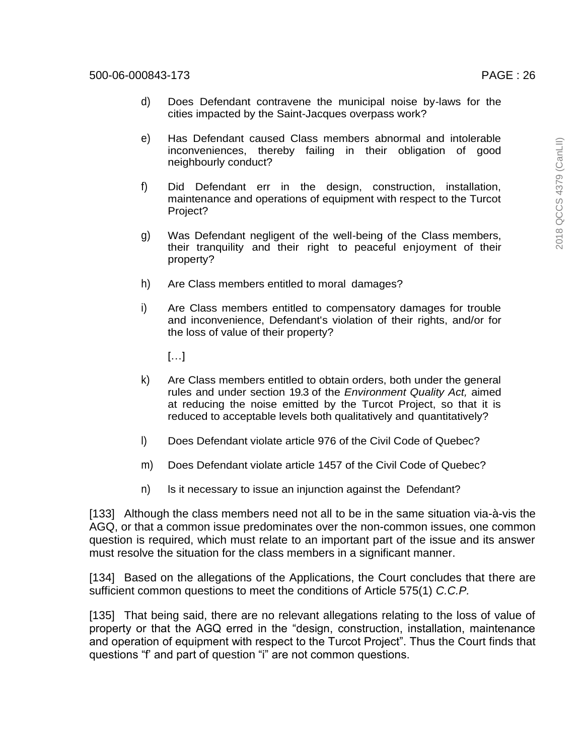d) Does Defendant contravene the municipal noise by-laws for the cities impacted by the Saint-Jacques overpass work?

e) Has Defendant caused Class members abnormal and intolerable inconveniences, thereby failing in their obligation of good neighbourly conduct?

f) Did Defendant err in the design, construction, installation, maintenance and operations of equipment with respect to the Turcot Project?

g) Was Defendant negligent of the well-being of the Class members, their tranquility and their right to peaceful enjoyment of their property?

h) Are Class members entitled to moral damages?

i) Are Class members entitled to compensatory damages for trouble and inconvenience, Defendant's violation of their rights, and/or for the loss of value of their property?

[…]

k) Are Class members entitled to obtain orders, both under the general rules and under section 19.3 of the *Environment Quality Act,* aimed at reducing the noise emitted by the Turcot Project, so that it is reduced to acceptable levels both qualitatively and quantitatively?

l) Does Defendant violate article 976 of the Civil Code of Quebec?

m) Does Defendant violate article 1457 of the Civil Code of Quebec?

n) Is it necessary to issue an injunction against the Defendant?

[133] Although the class members need not all to be in the same situation via-à-vis the AGQ, or that a common issue predominates over the non-common issues, one common question is required, which must relate to an important part of the issue and its answer must resolve the situation for the class members in a significant manner.

[134] Based on the allegations of the Applications, the Court concludes that there are sufficient common questions to meet the conditions of Article 575(1) *C.C.P.*

[135] That being said, there are no relevant allegations relating to the loss of value of property or that the AGQ erred in the "design, construction, installation, maintenance and operation of equipment with respect to the Turcot Project". Thus the Court finds that questions "f' and part of question "i" are not common questions.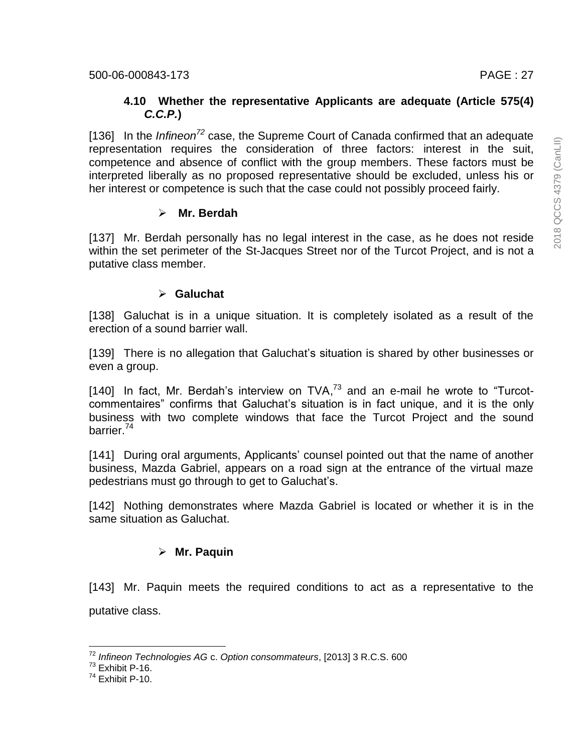### 4.10 Whether the representative Applicants are adequate (Article 575(4) *C.C.P.*)

[136] In the *Infineon*[72] case, the Supreme Court of Canada confirmed that an adequate representation requires the consideration of three factors: interest in the suit, competence and absence of conflict with the group members. These factors must be interpreted liberally as no proposed representative should be excluded, unless his or her interest or competence is such that the case could not possibly proceed fairly.

- **Mr. Berdah**

[137] Mr. Berdah personally has no legal interest in the case, as he does not reside within the set perimeter of the St-Jacques Street nor of the Turcot Project, and is not a putative class member.

- **Galuchat**

[138] Galuchat is in a unique situation. It is completely isolated as a result of the erection of a sound barrier wall.

[139] There is no allegation that Galuchat's situation is shared by other businesses or even a group.

[140] In fact, Mr. Berdah's interview on TVA,[73] and an e-mail he wrote to "Turcot-commentaires" confirms that Galuchat's situation is in fact unique, and it is the only business with two complete windows that face the Turcot Project and the sound barrier.[74]

[141] During oral arguments, Applicants' counsel pointed out that the name of another business, Mazda Gabriel, appears on a road sign at the entrance of the virtual maze pedestrians must go through to get to Galuchat's.

[142] Nothing demonstrates where Mazda Gabriel is located or whether it is in the same situation as Galuchat.

- **Mr. Paquin**

[143] Mr. Paquin meets the required conditions to act as a representative to the putative class.

---

[72] *Infineon Technologies AG* c. *Option consommateurs*, [2013] 3 R.C.S. 600

[73] Exhibit P-16.

[74] Exhibit P-10.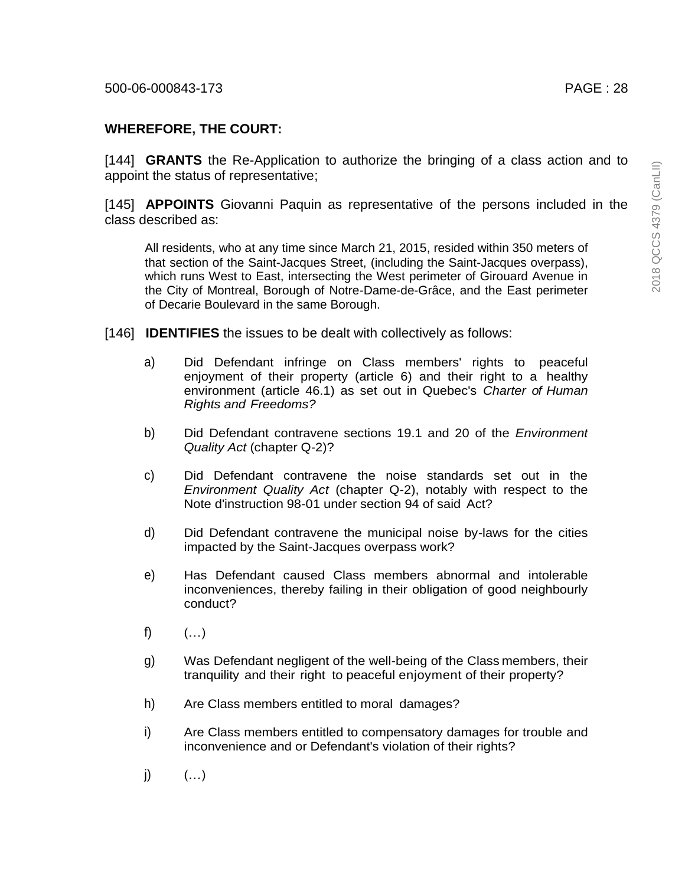**WHEREFORE, THE COURT:**

[144] **GRANTS** the Re-Application to authorize the bringing of a class action and to appoint the status of representative;

[145] **APPOINTS** Giovanni Paquin as representative of the persons included in the class described as:

> All residents, who at any time since March 21, 2015, resided within 350 meters of that section of the Saint-Jacques Street, (including the Saint-Jacques overpass), which runs West to East, intersecting the West perimeter of Girouard Avenue in the City of Montreal, Borough of Notre-Dame-de-Grâce, and the East perimeter of Decarie Boulevard in the same Borough.

[146] **IDENTIFIES** the issues to be dealt with collectively as follows:

a) Did Defendant infringe on Class members' rights to peaceful enjoyment of their property (article 6) and their right to a healthy environment (article 46.1) as set out in Quebec's *Charter of Human Rights and Freedoms?*

b) Did Defendant contravene sections 19.1 and 20 of the *Environment Quality Act* (chapter Q-2)?

c) Did Defendant contravene the noise standards set out in the *Environment Quality Act* (chapter Q-2), notably with respect to the Note d'instruction 98-01 under section 94 of said Act?

d) Did Defendant contravene the municipal noise by-laws for the cities impacted by the Saint-Jacques overpass work?

e) Has Defendant caused Class members abnormal and intolerable inconveniences, thereby failing in their obligation of good neighbourly conduct?

f) (…)

g) Was Defendant negligent of the well-being of the Class members, their tranquility and their right to peaceful enjoyment of their property?

h) Are Class members entitled to moral damages?

i) Are Class members entitled to compensatory damages for trouble and inconvenience and or Defendant's violation of their rights?

j) (…)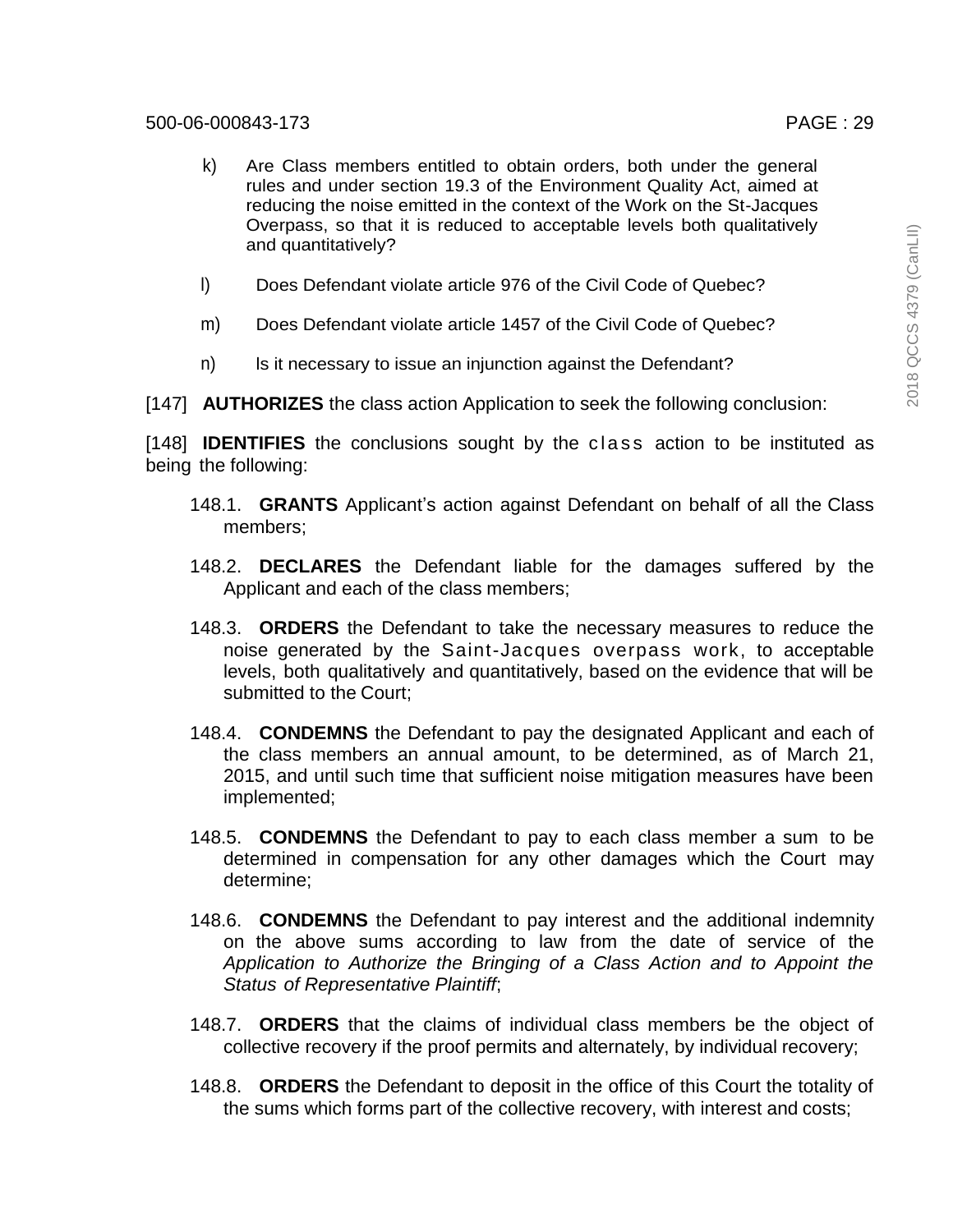k) Are Class members entitled to obtain orders, both under the general rules and under section 19.3 of the Environment Quality Act, aimed at reducing the noise emitted in the context of the Work on the St-Jacques Overpass, so that it is reduced to acceptable levels both qualitatively and quantitatively?

l) Does Defendant violate article 976 of the Civil Code of Quebec?

m) Does Defendant violate article 1457 of the Civil Code of Quebec?

n) Is it necessary to issue an injunction against the Defendant?

[147] **AUTHORIZES** the class action Application to seek the following conclusion:

[148] **IDENTIFIES** the conclusions sought by the class action to be instituted as being the following:

148.1. **GRANTS** Applicant's action against Defendant on behalf of all the Class members;

148.2. **DECLARES** the Defendant liable for the damages suffered by the Applicant and each of the class members;

148.3. **ORDERS** the Defendant to take the necessary measures to reduce the noise generated by the Saint-Jacques overpass work, to acceptable levels, both qualitatively and quantitatively, based on the evidence that will be submitted to the Court;

148.4. **CONDEMNS** the Defendant to pay the designated Applicant and each of the class members an annual amount, to be determined, as of March 21, 2015, and until such time that sufficient noise mitigation measures have been implemented;

148.5. **CONDEMNS** the Defendant to pay to each class member a sum to be determined in compensation for any other damages which the Court may determine;

148.6. **CONDEMNS** the Defendant to pay interest and the additional indemnity on the above sums according to law from the date of service of the *Application to Authorize the Bringing of a Class Action and to Appoint the Status of Representative Plaintiff*;

148.7. **ORDERS** that the claims of individual class members be the object of collective recovery if the proof permits and alternately, by individual recovery;

148.8. **ORDERS** the Defendant to deposit in the office of this Court the totality of the sums which forms part of the collective recovery, with interest and costs;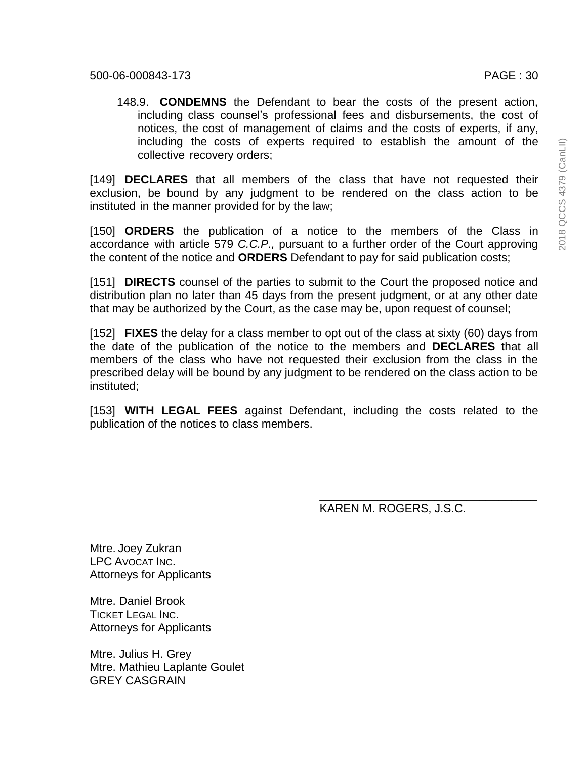148.9. **CONDEMNS** the Defendant to bear the costs of the present action, including class counsel's professional fees and disbursements, the cost of notices, the cost of management of claims and the costs of experts, if any, including the costs of experts required to establish the amount of the collective recovery orders;

[149] **DECLARES** that all members of the class that have not requested their exclusion, be bound by any judgment to be rendered on the class action to be instituted in the manner provided for by the law;

[150] **ORDERS** the publication of a notice to the members of the Class in accordance with article 579 *C.C.P.,* pursuant to a further order of the Court approving the content of the notice and **ORDERS** Defendant to pay for said publication costs;

[151] **DIRECTS** counsel of the parties to submit to the Court the proposed notice and distribution plan no later than 45 days from the present judgment, or at any other date that may be authorized by the Court, as the case may be, upon request of counsel;

[152] **FIXES** the delay for a class member to opt out of the class at sixty (60) days from the date of the publication of the notice to the members and **DECLARES** that all members of the class who have not requested their exclusion from the class in the prescribed delay will be bound by any judgment to be rendered on the class action to be instituted;

[153] **WITH LEGAL FEES** against Defendant, including the costs related to the publication of the notices to class members.

\_\_\_\_\_\_\_\_\_\_\_\_\_\_\_\_\_\_\_\_\_\_\_\_\_\_\_\_\_\_\_\_\_\_
KAREN M. ROGERS, J.S.C.

Mtre. Joey Zukran
LPC AVOCAT INC.
Attorneys for Applicants

Mtre. Daniel Brook
TICKET LEGAL INC.
Attorneys for Applicants

Mtre. Julius H. Grey
Mtre. Mathieu Laplante Goulet
GREY CASGRAIN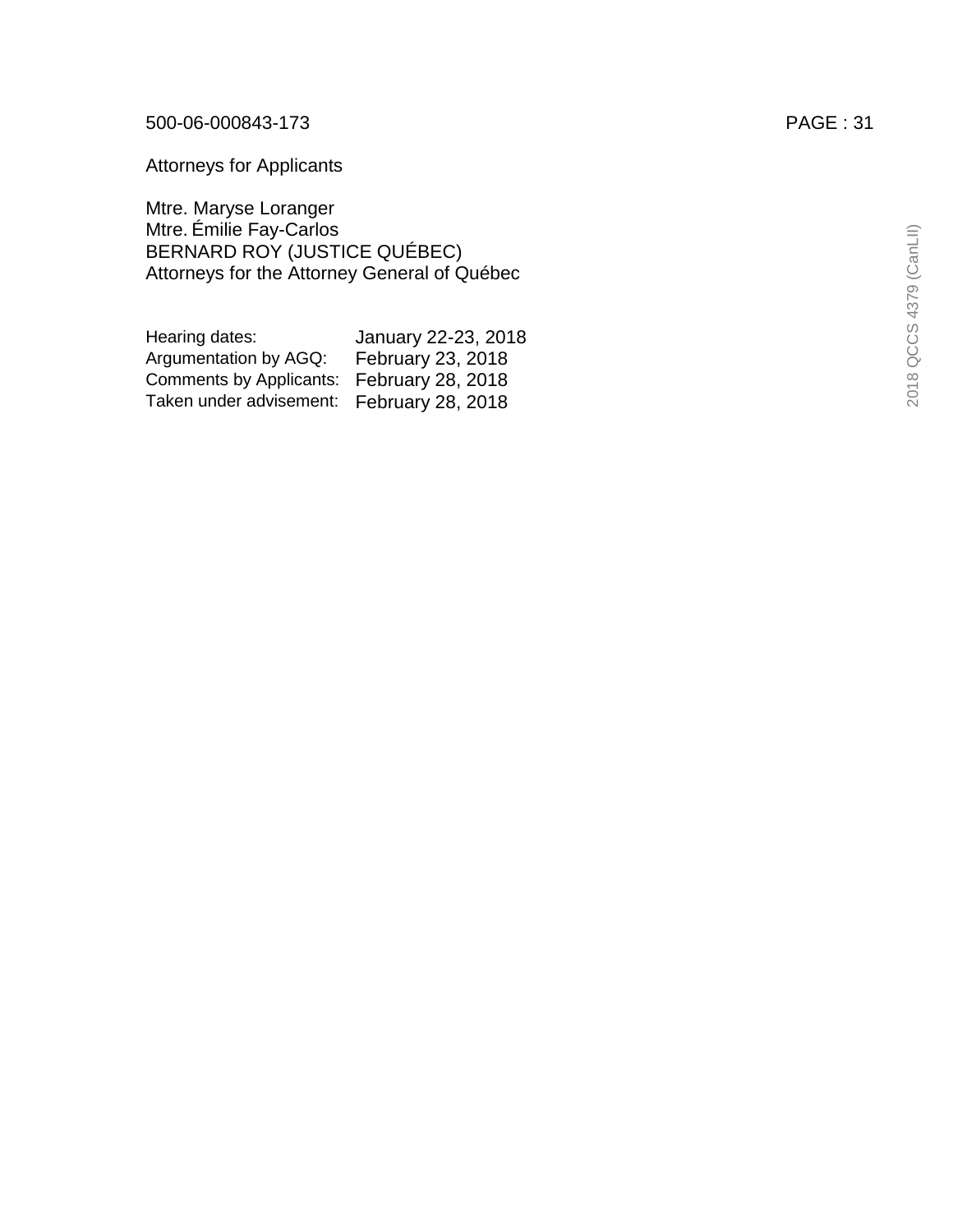Attorneys for Applicants

Mtre. Maryse Loranger
Mtre. Émilie Fay-Carlos
BERNARD ROY (JUSTICE QUÉBEC)
Attorneys for the Attorney General of Québec

| | |
|---|---|
| Hearing dates: | January 22-23, 2018 |
| Argumentation by AGQ: | February 23, 2018 |
| Comments by Applicants: | February 28, 2018 |
| Taken under advisement: | February 28, 2018 |